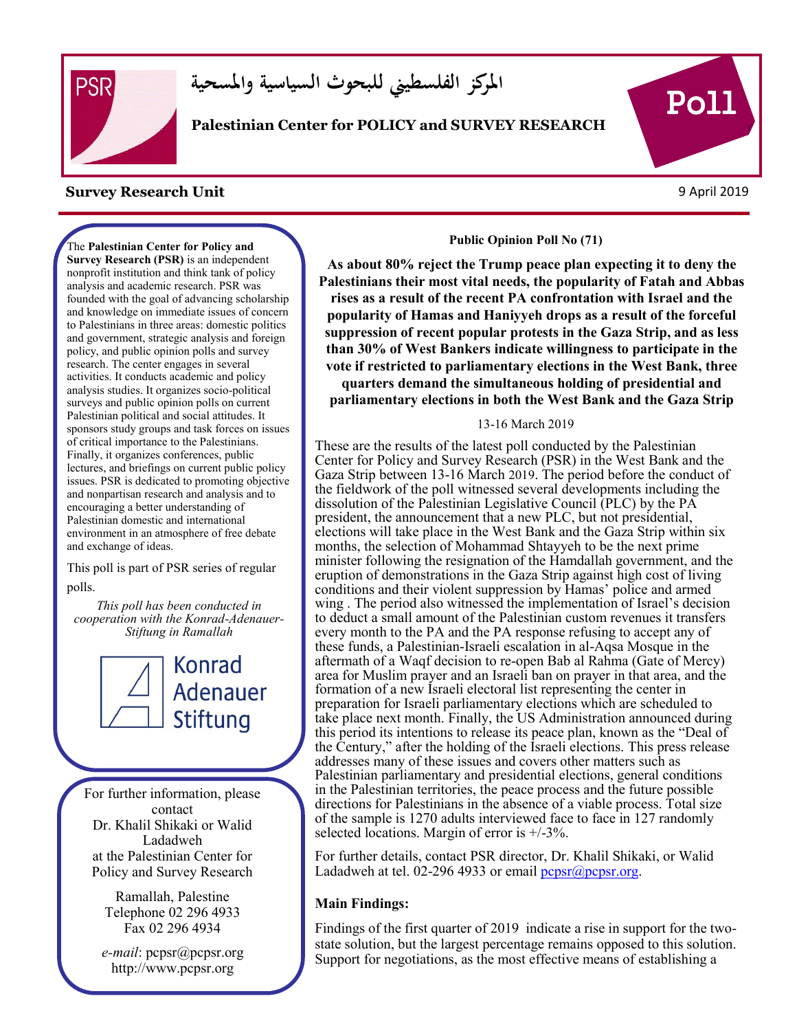المركز الفلسطيني للبحوث السياسية والمسحية

**Palestinian Center for POLICY and SURVEY RESEARCH**

Poll

**Survey Research Unit**

9 April 2019

The **Palestinian Center for Policy and Survey Research (PSR)** is an independent nonprofit institution and think tank of policy analysis and academic research. PSR was founded with the goal of advancing scholarship and knowledge on immediate issues of concern to Palestinians in three areas: domestic politics and government, strategic analysis and foreign policy, and public opinion polls and survey research. The center engages in several activities. It conducts academic and policy analysis studies. It organizes socio-political surveys and public opinion polls on current Palestinian political and social attitudes. It sponsors study groups and task forces on issues of critical importance to the Palestinians. Finally, it organizes conferences, public lectures, and briefings on current public policy issues. PSR is dedicated to promoting objective and nonpartisan research and analysis and to encouraging a better understanding of Palestinian domestic and international environment in an atmosphere of free debate and exchange of ideas.

This poll is part of PSR series of regular polls.

*This poll has been conducted in cooperation with the Konrad-Adenauer-Stiftung in Ramallah*

Konrad Adenauer Stiftung

For further information, please contact Dr. Khalil Shikaki or Walid Ladadweh at the Palestinian Center for Policy and Survey Research

Ramallah, Palestine
Telephone 02 296 4933
Fax 02 296 4934

*e-mail*: pcpsr@pcpsr.org
http://www.pcpsr.org

**Public Opinion Poll No (71)**

**As about 80% reject the Trump peace plan expecting it to deny the Palestinians their most vital needs, the popularity of Fatah and Abbas rises as a result of the recent PA confrontation with Israel and the popularity of Hamas and Haniyyeh drops as a result of the forceful suppression of recent popular protests in the Gaza Strip, and as less than 30% of West Bankers indicate willingness to participate in the vote if restricted to parliamentary elections in the West Bank, three quarters demand the simultaneous holding of presidential and parliamentary elections in both the West Bank and the Gaza Strip**

13-16 March 2019

These are the results of the latest poll conducted by the Palestinian Center for Policy and Survey Research (PSR) in the West Bank and the Gaza Strip between 13-16 March 2019. The period before the conduct of the fieldwork of the poll witnessed several developments including the dissolution of the Palestinian Legislative Council (PLC) by the PA president, the announcement that a new PLC, but not presidential, elections will take place in the West Bank and the Gaza Strip within six months, the selection of Mohammad Shtayyeh to be the next prime minister following the resignation of the Hamdallah government, and the eruption of demonstrations in the Gaza Strip against high cost of living conditions and their violent suppression by Hamas' police and armed wing . The period also witnessed the implementation of Israel's decision to deduct a small amount of the Palestinian custom revenues it transfers every month to the PA and the PA response refusing to accept any of these funds, a Palestinian-Israeli escalation in al-Aqsa Mosque in the aftermath of a Waqf decision to re-open Bab al Rahma (Gate of Mercy) area for Muslim prayer and an Israeli ban on prayer in that area, and the formation of a new Israeli electoral list representing the center in preparation for Israeli parliamentary elections which are scheduled to take place next month. Finally, the US Administration announced during this period its intentions to release its peace plan, known as the "Deal of the Century," after the holding of the Israeli elections. This press release addresses many of these issues and covers other matters such as Palestinian parliamentary and presidential elections, general conditions in the Palestinian territories, the peace process and the future possible directions for Palestinians in the absence of a viable process. Total size of the sample is 1270 adults interviewed face to face in 127 randomly selected locations. Margin of error is +/-3%.

For further details, contact PSR director, Dr. Khalil Shikaki, or Walid Ladadweh at tel. 02-296 4933 or email pcpsr@pcpsr.org.

**Main Findings:**

Findings of the first quarter of 2019 indicate a rise in support for the two-state solution, but the largest percentage remains opposed to this solution. Support for negotiations, as the most effective means of establishing a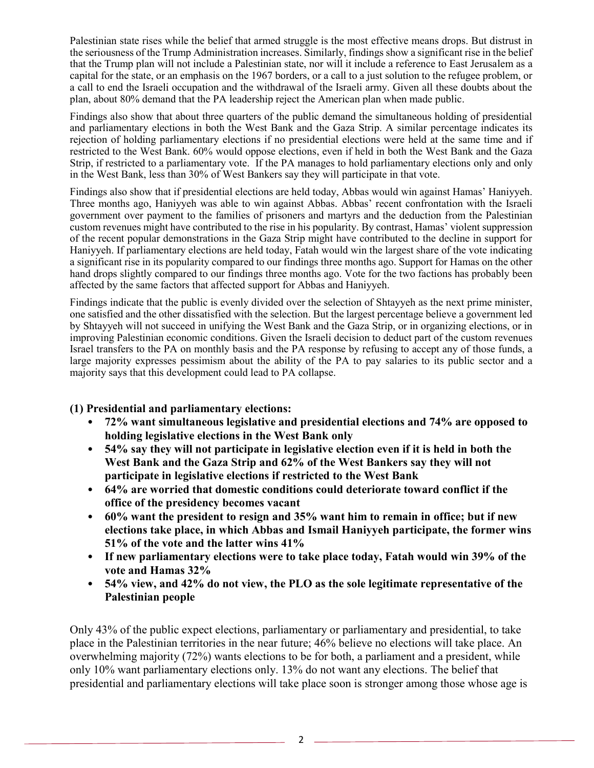Palestinian state rises while the belief that armed struggle is the most effective means drops. But distrust in the seriousness of the Trump Administration increases. Similarly, findings show a significant rise in the belief that the Trump plan will not include a Palestinian state, nor will it include a reference to East Jerusalem as a capital for the state, or an emphasis on the 1967 borders, or a call to a just solution to the refugee problem, or a call to end the Israeli occupation and the withdrawal of the Israeli army. Given all these doubts about the plan, about 80% demand that the PA leadership reject the American plan when made public.

Findings also show that about three quarters of the public demand the simultaneous holding of presidential and parliamentary elections in both the West Bank and the Gaza Strip. A similar percentage indicates its rejection of holding parliamentary elections if no presidential elections were held at the same time and if restricted to the West Bank. 60% would oppose elections, even if held in both the West Bank and the Gaza Strip, if restricted to a parliamentary vote. If the PA manages to hold parliamentary elections only and only in the West Bank, less than 30% of West Bankers say they will participate in that vote.

Findings also show that if presidential elections are held today, Abbas would win against Hamas' Haniyyeh. Three months ago, Haniyyeh was able to win against Abbas. Abbas' recent confrontation with the Israeli government over payment to the families of prisoners and martyrs and the deduction from the Palestinian custom revenues might have contributed to the rise in his popularity. By contrast, Hamas' violent suppression of the recent popular demonstrations in the Gaza Strip might have contributed to the decline in support for Haniyyeh. If parliamentary elections are held today, Fatah would win the largest share of the vote indicating a significant rise in its popularity compared to our findings three months ago. Support for Hamas on the other hand drops slightly compared to our findings three months ago. Vote for the two factions has probably been affected by the same factors that affected support for Abbas and Haniyyeh.

Findings indicate that the public is evenly divided over the selection of Shtayyeh as the next prime minister, one satisfied and the other dissatisfied with the selection. But the largest percentage believe a government led by Shtayyeh will not succeed in unifying the West Bank and the Gaza Strip, or in organizing elections, or in improving Palestinian economic conditions. Given the Israeli decision to deduct part of the custom revenues Israel transfers to the PA on monthly basis and the PA response by refusing to accept any of those funds, a large majority expresses pessimism about the ability of the PA to pay salaries to its public sector and a majority says that this development could lead to PA collapse.

### (1) Presidential and parliamentary elections:

- **72% want simultaneous legislative and presidential elections and 74% are opposed to holding legislative elections in the West Bank only**
- **54% say they will not participate in legislative election even if it is held in both the West Bank and the Gaza Strip and 62% of the West Bankers say they will not participate in legislative elections if restricted to the West Bank**
- **64% are worried that domestic conditions could deteriorate toward conflict if the office of the presidency becomes vacant**
- **60% want the president to resign and 35% want him to remain in office; but if new elections take place, in which Abbas and Ismail Haniyyeh participate, the former wins 51% of the vote and the latter wins 41%**
- **If new parliamentary elections were to take place today, Fatah would win 39% of the vote and Hamas 32%**
- **54% view, and 42% do not view, the PLO as the sole legitimate representative of the Palestinian people**

Only 43% of the public expect elections, parliamentary or parliamentary and presidential, to take place in the Palestinian territories in the near future; 46% believe no elections will take place. An overwhelming majority (72%) wants elections to be for both, a parliament and a president, while only 10% want parliamentary elections only. 13% do not want any elections. The belief that presidential and parliamentary elections will take place soon is stronger among those whose age is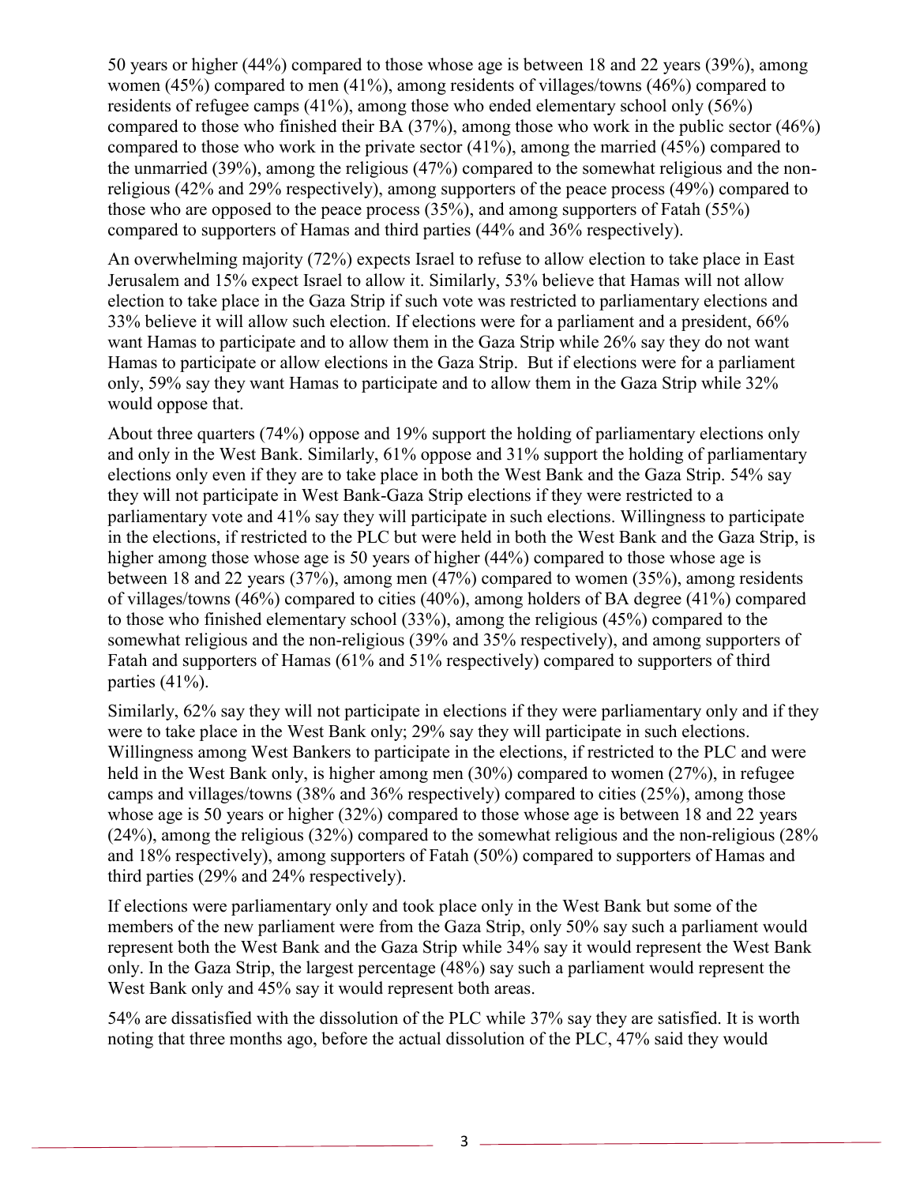50 years or higher (44%) compared to those whose age is between 18 and 22 years (39%), among women (45%) compared to men (41%), among residents of villages/towns (46%) compared to residents of refugee camps (41%), among those who ended elementary school only (56%) compared to those who finished their BA (37%), among those who work in the public sector (46%) compared to those who work in the private sector (41%), among the married (45%) compared to the unmarried (39%), among the religious (47%) compared to the somewhat religious and the non-religious (42% and 29% respectively), among supporters of the peace process (49%) compared to those who are opposed to the peace process (35%), and among supporters of Fatah (55%) compared to supporters of Hamas and third parties (44% and 36% respectively).

An overwhelming majority (72%) expects Israel to refuse to allow election to take place in East Jerusalem and 15% expect Israel to allow it. Similarly, 53% believe that Hamas will not allow election to take place in the Gaza Strip if such vote was restricted to parliamentary elections and 33% believe it will allow such election. If elections were for a parliament and a president, 66% want Hamas to participate and to allow them in the Gaza Strip while 26% say they do not want Hamas to participate or allow elections in the Gaza Strip. But if elections were for a parliament only, 59% say they want Hamas to participate and to allow them in the Gaza Strip while 32% would oppose that.

About three quarters (74%) oppose and 19% support the holding of parliamentary elections only and only in the West Bank. Similarly, 61% oppose and 31% support the holding of parliamentary elections only even if they are to take place in both the West Bank and the Gaza Strip. 54% say they will not participate in West Bank-Gaza Strip elections if they were restricted to a parliamentary vote and 41% say they will participate in such elections. Willingness to participate in the elections, if restricted to the PLC but were held in both the West Bank and the Gaza Strip, is higher among those whose age is 50 years of higher (44%) compared to those whose age is between 18 and 22 years (37%), among men (47%) compared to women (35%), among residents of villages/towns (46%) compared to cities (40%), among holders of BA degree (41%) compared to those who finished elementary school (33%), among the religious (45%) compared to the somewhat religious and the non-religious (39% and 35% respectively), and among supporters of Fatah and supporters of Hamas (61% and 51% respectively) compared to supporters of third parties (41%).

Similarly, 62% say they will not participate in elections if they were parliamentary only and if they were to take place in the West Bank only; 29% say they will participate in such elections. Willingness among West Bankers to participate in the elections, if restricted to the PLC and were held in the West Bank only, is higher among men (30%) compared to women (27%), in refugee camps and villages/towns (38% and 36% respectively) compared to cities (25%), among those whose age is 50 years or higher (32%) compared to those whose age is between 18 and 22 years (24%), among the religious (32%) compared to the somewhat religious and the non-religious (28% and 18% respectively), among supporters of Fatah (50%) compared to supporters of Hamas and third parties (29% and 24% respectively).

If elections were parliamentary only and took place only in the West Bank but some of the members of the new parliament were from the Gaza Strip, only 50% say such a parliament would represent both the West Bank and the Gaza Strip while 34% say it would represent the West Bank only. In the Gaza Strip, the largest percentage (48%) say such a parliament would represent the West Bank only and 45% say it would represent both areas.

54% are dissatisfied with the dissolution of the PLC while 37% say they are satisfied. It is worth noting that three months ago, before the actual dissolution of the PLC, 47% said they would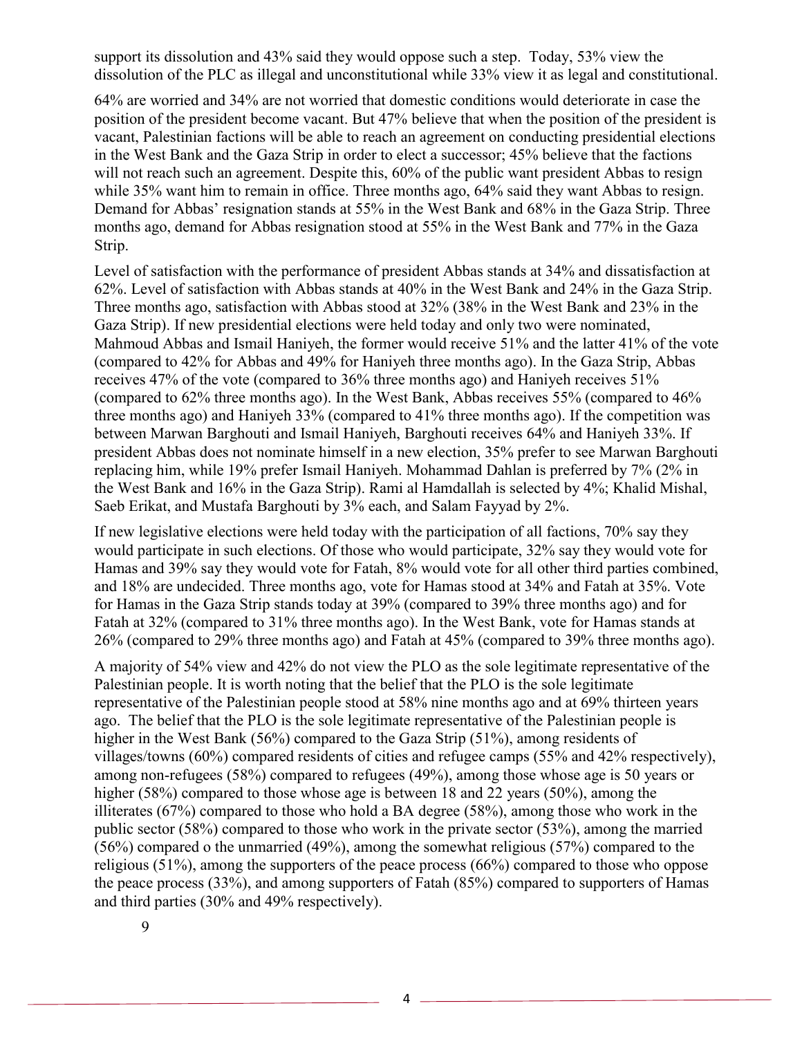support its dissolution and 43% said they would oppose such a step. Today, 53% view the dissolution of the PLC as illegal and unconstitutional while 33% view it as legal and constitutional.

64% are worried and 34% are not worried that domestic conditions would deteriorate in case the position of the president become vacant. But 47% believe that when the position of the president is vacant, Palestinian factions will be able to reach an agreement on conducting presidential elections in the West Bank and the Gaza Strip in order to elect a successor; 45% believe that the factions will not reach such an agreement. Despite this, 60% of the public want president Abbas to resign while 35% want him to remain in office. Three months ago, 64% said they want Abbas to resign. Demand for Abbas' resignation stands at 55% in the West Bank and 68% in the Gaza Strip. Three months ago, demand for Abbas resignation stood at 55% in the West Bank and 77% in the Gaza Strip.

Level of satisfaction with the performance of president Abbas stands at 34% and dissatisfaction at 62%. Level of satisfaction with Abbas stands at 40% in the West Bank and 24% in the Gaza Strip. Three months ago, satisfaction with Abbas stood at 32% (38% in the West Bank and 23% in the Gaza Strip). If new presidential elections were held today and only two were nominated, Mahmoud Abbas and Ismail Haniyeh, the former would receive 51% and the latter 41% of the vote (compared to 42% for Abbas and 49% for Haniyeh three months ago). In the Gaza Strip, Abbas receives 47% of the vote (compared to 36% three months ago) and Haniyeh receives 51% (compared to 62% three months ago). In the West Bank, Abbas receives 55% (compared to 46% three months ago) and Haniyeh 33% (compared to 41% three months ago). If the competition was between Marwan Barghouti and Ismail Haniyeh, Barghouti receives 64% and Haniyeh 33%. If president Abbas does not nominate himself in a new election, 35% prefer to see Marwan Barghouti replacing him, while 19% prefer Ismail Haniyeh. Mohammad Dahlan is preferred by 7% (2% in the West Bank and 16% in the Gaza Strip). Rami al Hamdallah is selected by 4%; Khalid Mishal, Saeb Erikat, and Mustafa Barghouti by 3% each, and Salam Fayyad by 2%.

If new legislative elections were held today with the participation of all factions, 70% say they would participate in such elections. Of those who would participate, 32% say they would vote for Hamas and 39% say they would vote for Fatah, 8% would vote for all other third parties combined, and 18% are undecided. Three months ago, vote for Hamas stood at 34% and Fatah at 35%. Vote for Hamas in the Gaza Strip stands today at 39% (compared to 39% three months ago) and for Fatah at 32% (compared to 31% three months ago). In the West Bank, vote for Hamas stands at 26% (compared to 29% three months ago) and Fatah at 45% (compared to 39% three months ago).

A majority of 54% view and 42% do not view the PLO as the sole legitimate representative of the Palestinian people. It is worth noting that the belief that the PLO is the sole legitimate representative of the Palestinian people stood at 58% nine months ago and at 69% thirteen years ago. The belief that the PLO is the sole legitimate representative of the Palestinian people is higher in the West Bank (56%) compared to the Gaza Strip (51%), among residents of villages/towns (60%) compared residents of cities and refugee camps (55% and 42% respectively), among non-refugees (58%) compared to refugees (49%), among those whose age is 50 years or higher (58%) compared to those whose age is between 18 and 22 years (50%), among the illiterates (67%) compared to those who hold a BA degree (58%), among those who work in the public sector (58%) compared to those who work in the private sector (53%), among the married (56%) compared o the unmarried (49%), among the somewhat religious (57%) compared to the religious (51%), among the supporters of the peace process (66%) compared to those who oppose the peace process (33%), and among supporters of Fatah (85%) compared to supporters of Hamas and third parties (30% and 49% respectively).

9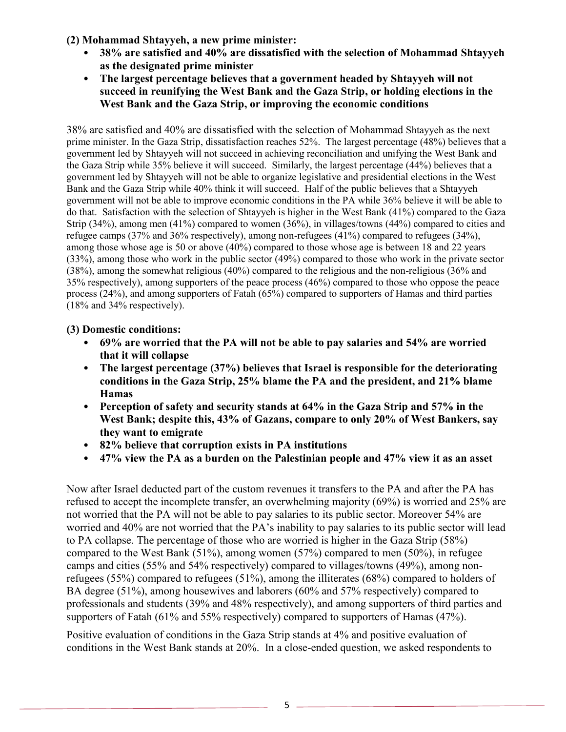**(2) Mohammad Shtayyeh, a new prime minister:**

- **38% are satisfied and 40% are dissatisfied with the selection of Mohammad Shtayyeh as the designated prime minister**
- **The largest percentage believes that a government headed by Shtayyeh will not succeed in reunifying the West Bank and the Gaza Strip, or holding elections in the West Bank and the Gaza Strip, or improving the economic conditions**

38% are satisfied and 40% are dissatisfied with the selection of Mohammad Shtayyeh as the next prime minister. In the Gaza Strip, dissatisfaction reaches 52%. The largest percentage (48%) believes that a government led by Shtayyeh will not succeed in achieving reconciliation and unifying the West Bank and the Gaza Strip while 35% believe it will succeed. Similarly, the largest percentage (44%) believes that a government led by Shtayyeh will not be able to organize legislative and presidential elections in the West Bank and the Gaza Strip while 40% think it will succeed. Half of the public believes that a Shtayyeh government will not be able to improve economic conditions in the PA while 36% believe it will be able to do that. Satisfaction with the selection of Shtayyeh is higher in the West Bank (41%) compared to the Gaza Strip (34%), among men (41%) compared to women (36%), in villages/towns (44%) compared to cities and refugee camps (37% and 36% respectively), among non-refugees (41%) compared to refugees (34%), among those whose age is 50 or above (40%) compared to those whose age is between 18 and 22 years (33%), among those who work in the public sector (49%) compared to those who work in the private sector (38%), among the somewhat religious (40%) compared to the religious and the non-religious (36% and 35% respectively), among supporters of the peace process (46%) compared to those who oppose the peace process (24%), and among supporters of Fatah (65%) compared to supporters of Hamas and third parties (18% and 34% respectively).

**(3) Domestic conditions:**

- **69% are worried that the PA will not be able to pay salaries and 54% are worried that it will collapse**
- **The largest percentage (37%) believes that Israel is responsible for the deteriorating conditions in the Gaza Strip, 25% blame the PA and the president, and 21% blame Hamas**
- **Perception of safety and security stands at 64% in the Gaza Strip and 57% in the West Bank; despite this, 43% of Gazans, compare to only 20% of West Bankers, say they want to emigrate**
- **82% believe that corruption exists in PA institutions**
- **47% view the PA as a burden on the Palestinian people and 47% view it as an asset**

Now after Israel deducted part of the custom revenues it transfers to the PA and after the PA has refused to accept the incomplete transfer, an overwhelming majority (69%) is worried and 25% are not worried that the PA will not be able to pay salaries to its public sector. Moreover 54% are worried and 40% are not worried that the PA's inability to pay salaries to its public sector will lead to PA collapse. The percentage of those who are worried is higher in the Gaza Strip (58%) compared to the West Bank (51%), among women (57%) compared to men (50%), in refugee camps and cities (55% and 54% respectively) compared to villages/towns (49%), among non-refugees (55%) compared to refugees (51%), among the illiterates (68%) compared to holders of BA degree (51%), among housewives and laborers (60% and 57% respectively) compared to professionals and students (39% and 48% respectively), and among supporters of third parties and supporters of Fatah (61% and 55% respectively) compared to supporters of Hamas (47%).

Positive evaluation of conditions in the Gaza Strip stands at 4% and positive evaluation of conditions in the West Bank stands at 20%. In a close-ended question, we asked respondents to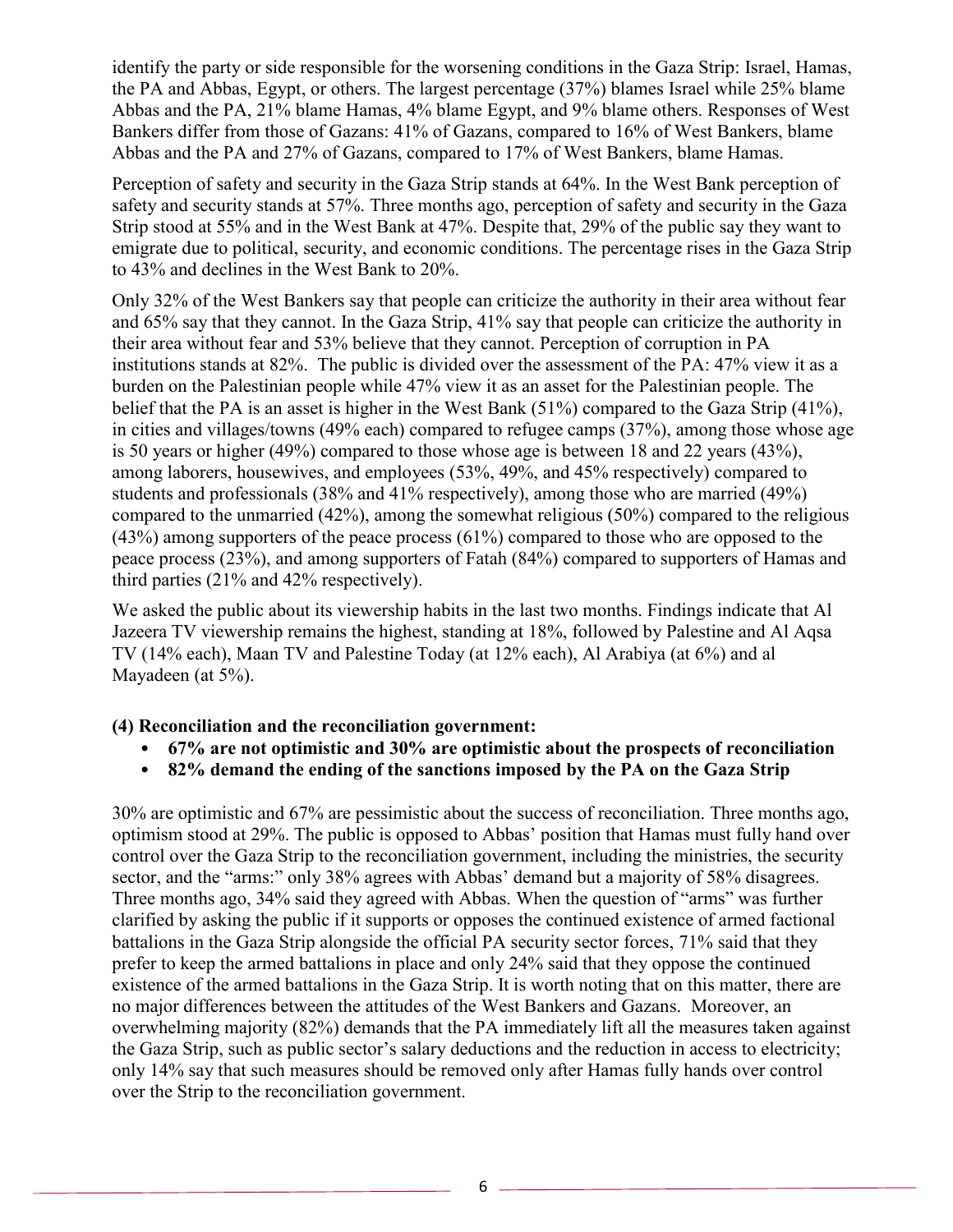identify the party or side responsible for the worsening conditions in the Gaza Strip: Israel, Hamas, the PA and Abbas, Egypt, or others. The largest percentage (37%) blames Israel while 25% blame Abbas and the PA, 21% blame Hamas, 4% blame Egypt, and 9% blame others. Responses of West Bankers differ from those of Gazans: 41% of Gazans, compared to 16% of West Bankers, blame Abbas and the PA and 27% of Gazans, compared to 17% of West Bankers, blame Hamas.

Perception of safety and security in the Gaza Strip stands at 64%. In the West Bank perception of safety and security stands at 57%. Three months ago, perception of safety and security in the Gaza Strip stood at 55% and in the West Bank at 47%. Despite that, 29% of the public say they want to emigrate due to political, security, and economic conditions. The percentage rises in the Gaza Strip to 43% and declines in the West Bank to 20%.

Only 32% of the West Bankers say that people can criticize the authority in their area without fear and 65% say that they cannot. In the Gaza Strip, 41% say that people can criticize the authority in their area without fear and 53% believe that they cannot. Perception of corruption in PA institutions stands at 82%. The public is divided over the assessment of the PA: 47% view it as a burden on the Palestinian people while 47% view it as an asset for the Palestinian people. The belief that the PA is an asset is higher in the West Bank (51%) compared to the Gaza Strip (41%), in cities and villages/towns (49% each) compared to refugee camps (37%), among those whose age is 50 years or higher (49%) compared to those whose age is between 18 and 22 years (43%), among laborers, housewives, and employees (53%, 49%, and 45% respectively) compared to students and professionals (38% and 41% respectively), among those who are married (49%) compared to the unmarried (42%), among the somewhat religious (50%) compared to the religious (43%) among supporters of the peace process (61%) compared to those who are opposed to the peace process (23%), and among supporters of Fatah (84%) compared to supporters of Hamas and third parties (21% and 42% respectively).

We asked the public about its viewership habits in the last two months. Findings indicate that Al Jazeera TV viewership remains the highest, standing at 18%, followed by Palestine and Al Aqsa TV (14% each), Maan TV and Palestine Today (at 12% each), Al Arabiya (at 6%) and al Mayadeen (at 5%).

**(4) Reconciliation and the reconciliation government:**

- **67% are not optimistic and 30% are optimistic about the prospects of reconciliation**
- **82% demand the ending of the sanctions imposed by the PA on the Gaza Strip**

30% are optimistic and 67% are pessimistic about the success of reconciliation. Three months ago, optimism stood at 29%. The public is opposed to Abbas' position that Hamas must fully hand over control over the Gaza Strip to the reconciliation government, including the ministries, the security sector, and the "arms:" only 38% agrees with Abbas' demand but a majority of 58% disagrees. Three months ago, 34% said they agreed with Abbas. When the question of "arms" was further clarified by asking the public if it supports or opposes the continued existence of armed factional battalions in the Gaza Strip alongside the official PA security sector forces, 71% said that they prefer to keep the armed battalions in place and only 24% said that they oppose the continued existence of the armed battalions in the Gaza Strip. It is worth noting that on this matter, there are no major differences between the attitudes of the West Bankers and Gazans. Moreover, an overwhelming majority (82%) demands that the PA immediately lift all the measures taken against the Gaza Strip, such as public sector's salary deductions and the reduction in access to electricity; only 14% say that such measures should be removed only after Hamas fully hands over control over the Strip to the reconciliation government.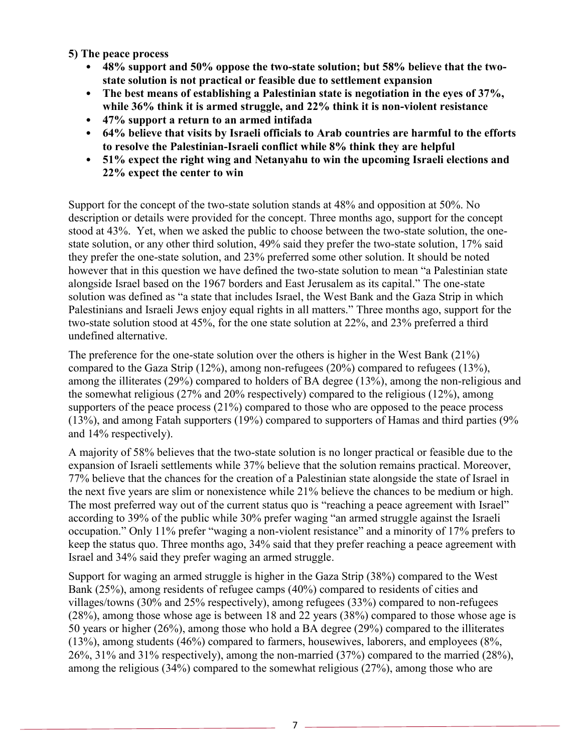**5) The peace process**

- **48% support and 50% oppose the two-state solution; but 58% believe that the two-state solution is not practical or feasible due to settlement expansion**
- **The best means of establishing a Palestinian state is negotiation in the eyes of 37%, while 36% think it is armed struggle, and 22% think it is non-violent resistance**
- **47% support a return to an armed intifada**
- **64% believe that visits by Israeli officials to Arab countries are harmful to the efforts to resolve the Palestinian-Israeli conflict while 8% think they are helpful**
- **51% expect the right wing and Netanyahu to win the upcoming Israeli elections and 22% expect the center to win**

Support for the concept of the two-state solution stands at 48% and opposition at 50%. No description or details were provided for the concept. Three months ago, support for the concept stood at 43%. Yet, when we asked the public to choose between the two-state solution, the one-state solution, or any other third solution, 49% said they prefer the two-state solution, 17% said they prefer the one-state solution, and 23% preferred some other solution. It should be noted however that in this question we have defined the two-state solution to mean "a Palestinian state alongside Israel based on the 1967 borders and East Jerusalem as its capital." The one-state solution was defined as "a state that includes Israel, the West Bank and the Gaza Strip in which Palestinians and Israeli Jews enjoy equal rights in all matters." Three months ago, support for the two-state solution stood at 45%, for the one state solution at 22%, and 23% preferred a third undefined alternative.

The preference for the one-state solution over the others is higher in the West Bank (21%) compared to the Gaza Strip (12%), among non-refugees (20%) compared to refugees (13%), among the illiterates (29%) compared to holders of BA degree (13%), among the non-religious and the somewhat religious (27% and 20% respectively) compared to the religious (12%), among supporters of the peace process (21%) compared to those who are opposed to the peace process (13%), and among Fatah supporters (19%) compared to supporters of Hamas and third parties (9% and 14% respectively).

A majority of 58% believes that the two-state solution is no longer practical or feasible due to the expansion of Israeli settlements while 37% believe that the solution remains practical. Moreover, 77% believe that the chances for the creation of a Palestinian state alongside the state of Israel in the next five years are slim or nonexistence while 21% believe the chances to be medium or high. The most preferred way out of the current status quo is "reaching a peace agreement with Israel" according to 39% of the public while 30% prefer waging "an armed struggle against the Israeli occupation." Only 11% prefer "waging a non-violent resistance" and a minority of 17% prefers to keep the status quo. Three months ago, 34% said that they prefer reaching a peace agreement with Israel and 34% said they prefer waging an armed struggle.

Support for waging an armed struggle is higher in the Gaza Strip (38%) compared to the West Bank (25%), among residents of refugee camps (40%) compared to residents of cities and villages/towns (30% and 25% respectively), among refugees (33%) compared to non-refugees (28%), among those whose age is between 18 and 22 years (38%) compared to those whose age is 50 years or higher (26%), among those who hold a BA degree (29%) compared to the illiterates (13%), among students (46%) compared to farmers, housewives, laborers, and employees (8%, 26%, 31% and 31% respectively), among the non-married (37%) compared to the married (28%), among the religious (34%) compared to the somewhat religious (27%), among those who are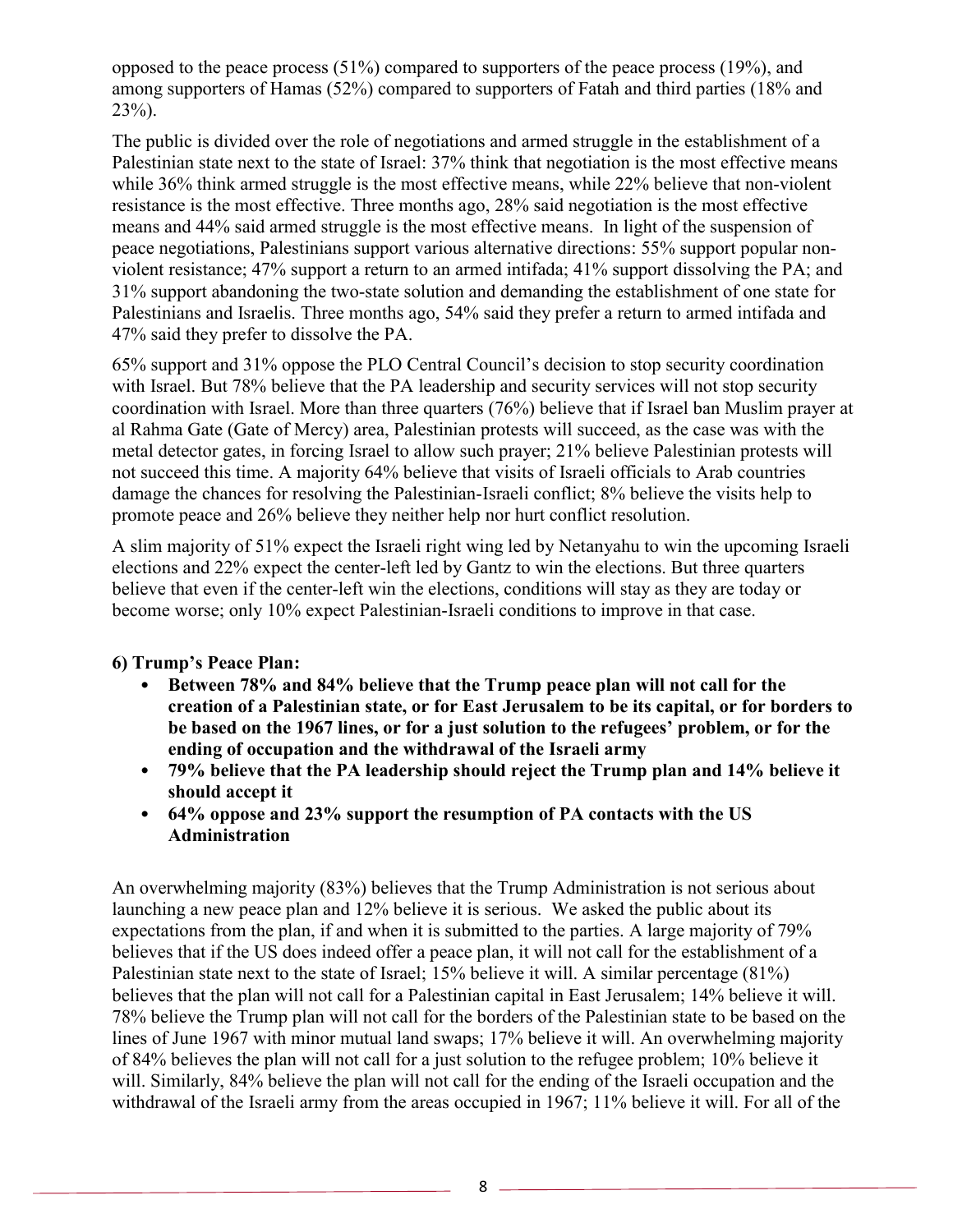opposed to the peace process (51%) compared to supporters of the peace process (19%), and among supporters of Hamas (52%) compared to supporters of Fatah and third parties (18% and 23%).

The public is divided over the role of negotiations and armed struggle in the establishment of a Palestinian state next to the state of Israel: 37% think that negotiation is the most effective means while 36% think armed struggle is the most effective means, while 22% believe that non-violent resistance is the most effective. Three months ago, 28% said negotiation is the most effective means and 44% said armed struggle is the most effective means. In light of the suspension of peace negotiations, Palestinians support various alternative directions: 55% support popular non-violent resistance; 47% support a return to an armed intifada; 41% support dissolving the PA; and 31% support abandoning the two-state solution and demanding the establishment of one state for Palestinians and Israelis. Three months ago, 54% said they prefer a return to armed intifada and 47% said they prefer to dissolve the PA.

65% support and 31% oppose the PLO Central Council's decision to stop security coordination with Israel. But 78% believe that the PA leadership and security services will not stop security coordination with Israel. More than three quarters (76%) believe that if Israel ban Muslim prayer at al Rahma Gate (Gate of Mercy) area, Palestinian protests will succeed, as the case was with the metal detector gates, in forcing Israel to allow such prayer; 21% believe Palestinian protests will not succeed this time. A majority 64% believe that visits of Israeli officials to Arab countries damage the chances for resolving the Palestinian-Israeli conflict; 8% believe the visits help to promote peace and 26% believe they neither help nor hurt conflict resolution.

A slim majority of 51% expect the Israeli right wing led by Netanyahu to win the upcoming Israeli elections and 22% expect the center-left led by Gantz to win the elections. But three quarters believe that even if the center-left win the elections, conditions will stay as they are today or become worse; only 10% expect Palestinian-Israeli conditions to improve in that case.

### 6) Trump's Peace Plan:

- **Between 78% and 84% believe that the Trump peace plan will not call for the creation of a Palestinian state, or for East Jerusalem to be its capital, or for borders to be based on the 1967 lines, or for a just solution to the refugees' problem, or for the ending of occupation and the withdrawal of the Israeli army**
- **79% believe that the PA leadership should reject the Trump plan and 14% believe it should accept it**
- **64% oppose and 23% support the resumption of PA contacts with the US Administration**

An overwhelming majority (83%) believes that the Trump Administration is not serious about launching a new peace plan and 12% believe it is serious. We asked the public about its expectations from the plan, if and when it is submitted to the parties. A large majority of 79% believes that if the US does indeed offer a peace plan, it will not call for the establishment of a Palestinian state next to the state of Israel; 15% believe it will. A similar percentage (81%) believes that the plan will not call for a Palestinian capital in East Jerusalem; 14% believe it will. 78% believe the Trump plan will not call for the borders of the Palestinian state to be based on the lines of June 1967 with minor mutual land swaps; 17% believe it will. An overwhelming majority of 84% believes the plan will not call for a just solution to the refugee problem; 10% believe it will. Similarly, 84% believe the plan will not call for the ending of the Israeli occupation and the withdrawal of the Israeli army from the areas occupied in 1967; 11% believe it will. For all of the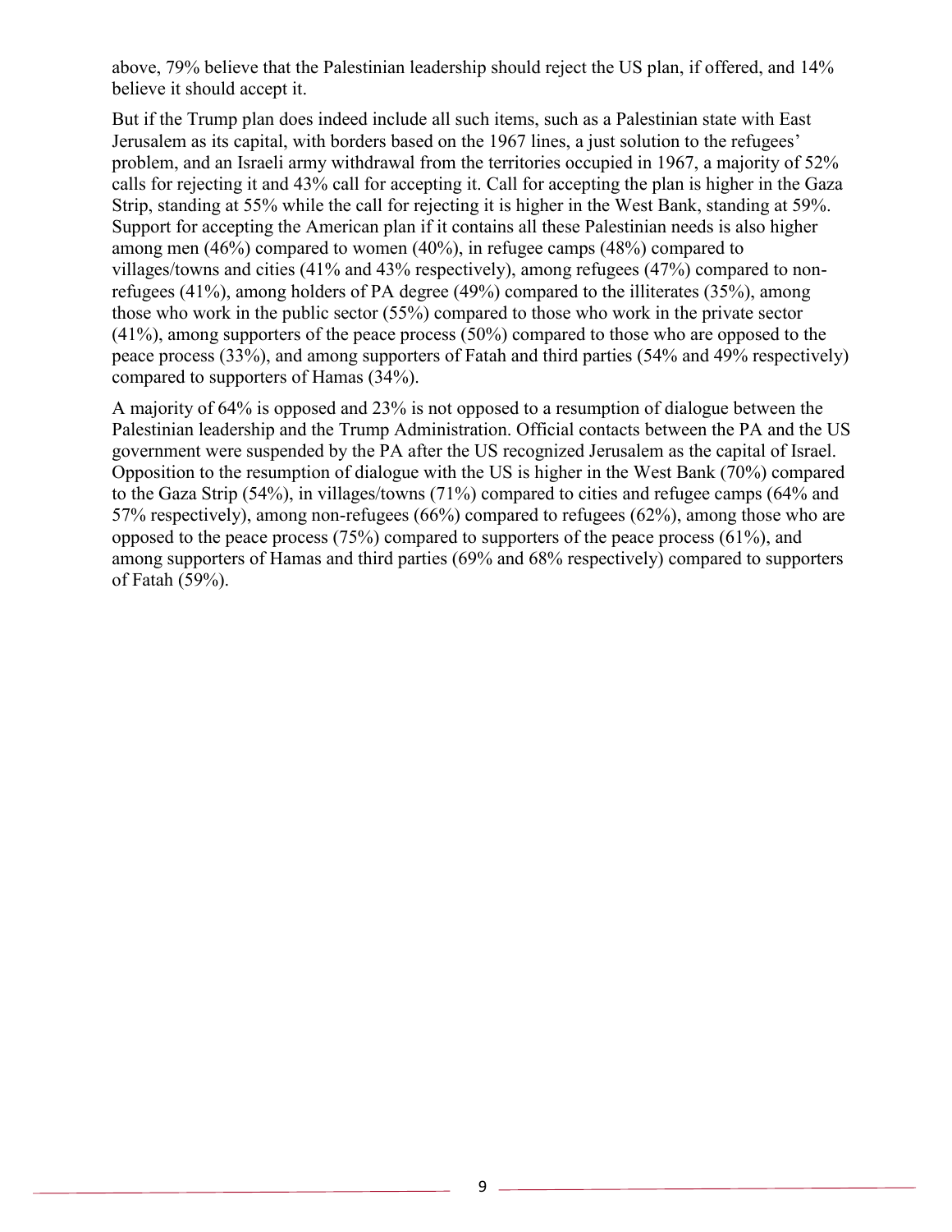above, 79% believe that the Palestinian leadership should reject the US plan, if offered, and 14% believe it should accept it.

But if the Trump plan does indeed include all such items, such as a Palestinian state with East Jerusalem as its capital, with borders based on the 1967 lines, a just solution to the refugees' problem, and an Israeli army withdrawal from the territories occupied in 1967, a majority of 52% calls for rejecting it and 43% call for accepting it. Call for accepting the plan is higher in the Gaza Strip, standing at 55% while the call for rejecting it is higher in the West Bank, standing at 59%. Support for accepting the American plan if it contains all these Palestinian needs is also higher among men (46%) compared to women (40%), in refugee camps (48%) compared to villages/towns and cities (41% and 43% respectively), among refugees (47%) compared to non-refugees (41%), among holders of PA degree (49%) compared to the illiterates (35%), among those who work in the public sector (55%) compared to those who work in the private sector (41%), among supporters of the peace process (50%) compared to those who are opposed to the peace process (33%), and among supporters of Fatah and third parties (54% and 49% respectively) compared to supporters of Hamas (34%).

A majority of 64% is opposed and 23% is not opposed to a resumption of dialogue between the Palestinian leadership and the Trump Administration. Official contacts between the PA and the US government were suspended by the PA after the US recognized Jerusalem as the capital of Israel. Opposition to the resumption of dialogue with the US is higher in the West Bank (70%) compared to the Gaza Strip (54%), in villages/towns (71%) compared to cities and refugee camps (64% and 57% respectively), among non-refugees (66%) compared to refugees (62%), among those who are opposed to the peace process (75%) compared to supporters of the peace process (61%), and among supporters of Hamas and third parties (69% and 68% respectively) compared to supporters of Fatah (59%).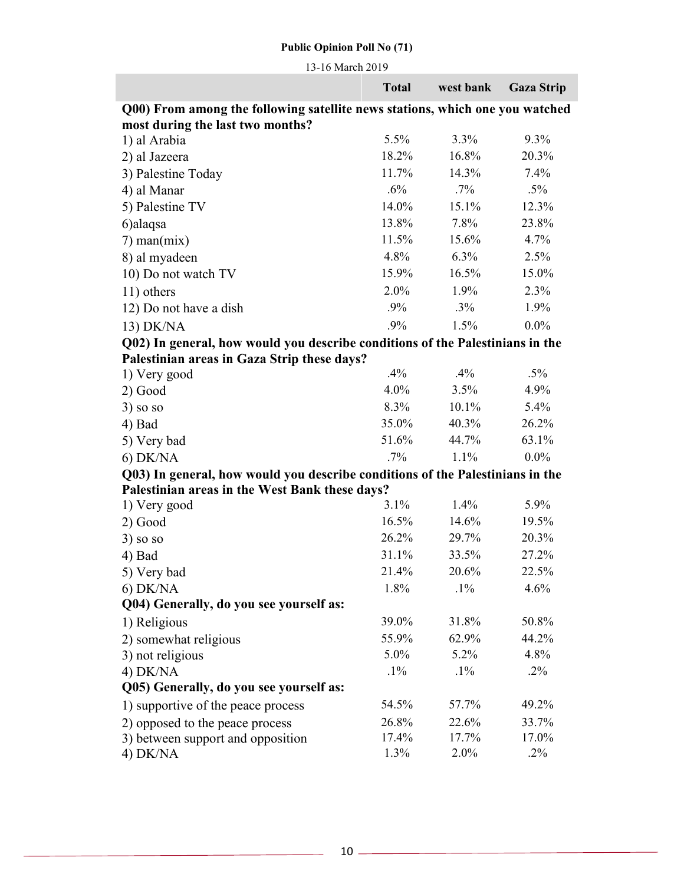**Public Opinion Poll No (71)**

13-16 March 2019

| | Total | west bank | Gaza Strip |
|---|---|---|---|
| **Q00) From among the following satellite news stations, which one you watched most during the last two months?** | | | |
| 1) al Arabia | 5.5% | 3.3% | 9.3% |
| 2) al Jazeera | 18.2% | 16.8% | 20.3% |
| 3) Palestine Today | 11.7% | 14.3% | 7.4% |
| 4) al Manar | .6% | .7% | .5% |
| 5) Palestine TV | 14.0% | 15.1% | 12.3% |
| 6)alaqsa | 13.8% | 7.8% | 23.8% |
| 7) man(mix) | 11.5% | 15.6% | 4.7% |
| 8) al myadeen | 4.8% | 6.3% | 2.5% |
| 10) Do not watch TV | 15.9% | 16.5% | 15.0% |
| 11) others | 2.0% | 1.9% | 2.3% |
| 12) Do not have a dish | .9% | .3% | 1.9% |
| 13) DK/NA | .9% | 1.5% | 0.0% |
| **Q02) In general, how would you describe conditions of the Palestinians in the Palestinian areas in Gaza Strip these days?** | | | |
| 1) Very good | .4% | .4% | .5% |
| 2) Good | 4.0% | 3.5% | 4.9% |
| 3) so so | 8.3% | 10.1% | 5.4% |
| 4) Bad | 35.0% | 40.3% | 26.2% |
| 5) Very bad | 51.6% | 44.7% | 63.1% |
| 6) DK/NA | .7% | 1.1% | 0.0% |
| **Q03) In general, how would you describe conditions of the Palestinians in the Palestinian areas in the West Bank these days?** | | | |
| 1) Very good | 3.1% | 1.4% | 5.9% |
| 2) Good | 16.5% | 14.6% | 19.5% |
| 3) so so | 26.2% | 29.7% | 20.3% |
| 4) Bad | 31.1% | 33.5% | 27.2% |
| 5) Very bad | 21.4% | 20.6% | 22.5% |
| 6) DK/NA | 1.8% | .1% | 4.6% |
| **Q04) Generally, do you see yourself as:** | | | |
| 1) Religious | 39.0% | 31.8% | 50.8% |
| 2) somewhat religious | 55.9% | 62.9% | 44.2% |
| 3) not religious | 5.0% | 5.2% | 4.8% |
| 4) DK/NA | .1% | .1% | .2% |
| **Q05) Generally, do you see yourself as:** | | | |
| 1) supportive of the peace process | 54.5% | 57.7% | 49.2% |
| 2) opposed to the peace process | 26.8% | 22.6% | 33.7% |
| 3) between support and opposition | 17.4% | 17.7% | 17.0% |
| 4) DK/NA | 1.3% | 2.0% | .2% |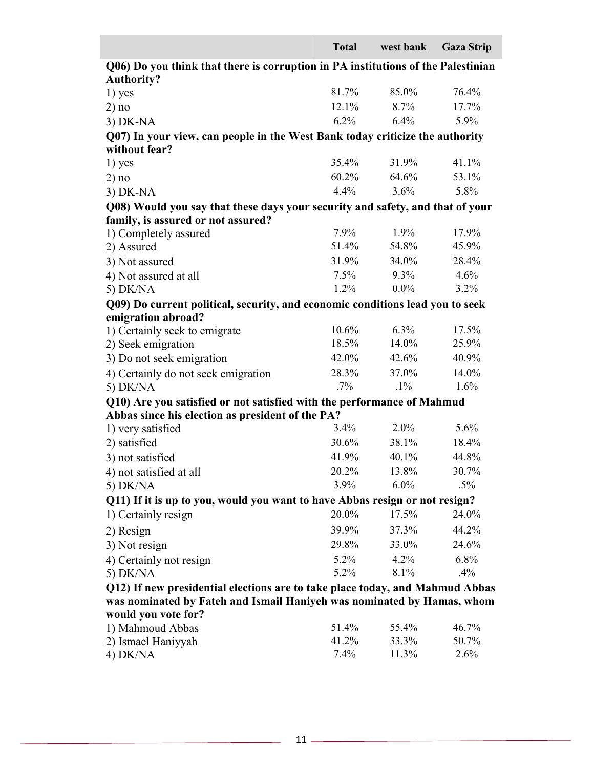| | Total | west bank | Gaza Strip |
|---|---|---|---|
| **Q06) Do you think that there is corruption in PA institutions of the Palestinian Authority?** | | | |
| 1) yes | 81.7% | 85.0% | 76.4% |
| 2) no | 12.1% | 8.7% | 17.7% |
| 3) DK-NA | 6.2% | 6.4% | 5.9% |
| **Q07) In your view, can people in the West Bank today criticize the authority without fear?** | | | |
| 1) yes | 35.4% | 31.9% | 41.1% |
| 2) no | 60.2% | 64.6% | 53.1% |
| 3) DK-NA | 4.4% | 3.6% | 5.8% |
| **Q08) Would you say that these days your security and safety, and that of your family, is assured or not assured?** | | | |
| 1) Completely assured | 7.9% | 1.9% | 17.9% |
| 2) Assured | 51.4% | 54.8% | 45.9% |
| 3) Not assured | 31.9% | 34.0% | 28.4% |
| 4) Not assured at all | 7.5% | 9.3% | 4.6% |
| 5) DK/NA | 1.2% | 0.0% | 3.2% |
| **Q09) Do current political, security, and economic conditions lead you to seek emigration abroad?** | | | |
| 1) Certainly seek to emigrate | 10.6% | 6.3% | 17.5% |
| 2) Seek emigration | 18.5% | 14.0% | 25.9% |
| 3) Do not seek emigration | 42.0% | 42.6% | 40.9% |
| 4) Certainly do not seek emigration | 28.3% | 37.0% | 14.0% |
| 5) DK/NA | .7% | .1% | 1.6% |
| **Q10) Are you satisfied or not satisfied with the performance of Mahmud Abbas since his election as president of the PA?** | | | |
| 1) very satisfied | 3.4% | 2.0% | 5.6% |
| 2) satisfied | 30.6% | 38.1% | 18.4% |
| 3) not satisfied | 41.9% | 40.1% | 44.8% |
| 4) not satisfied at all | 20.2% | 13.8% | 30.7% |
| 5) DK/NA | 3.9% | 6.0% | .5% |
| **Q11) If it is up to you, would you want to have Abbas resign or not resign?** | | | |
| 1) Certainly resign | 20.0% | 17.5% | 24.0% |
| 2) Resign | 39.9% | 37.3% | 44.2% |
| 3) Not resign | 29.8% | 33.0% | 24.6% |
| 4) Certainly not resign | 5.2% | 4.2% | 6.8% |
| 5) DK/NA | 5.2% | 8.1% | .4% |
| **Q12) If new presidential elections are to take place today, and Mahmud Abbas was nominated by Fateh and Ismail Haniyeh was nominated by Hamas, whom would you vote for?** | | | |
| 1) Mahmoud Abbas | 51.4% | 55.4% | 46.7% |
| 2) Ismael Haniyyah | 41.2% | 33.3% | 50.7% |
| 4) DK/NA | 7.4% | 11.3% | 2.6% |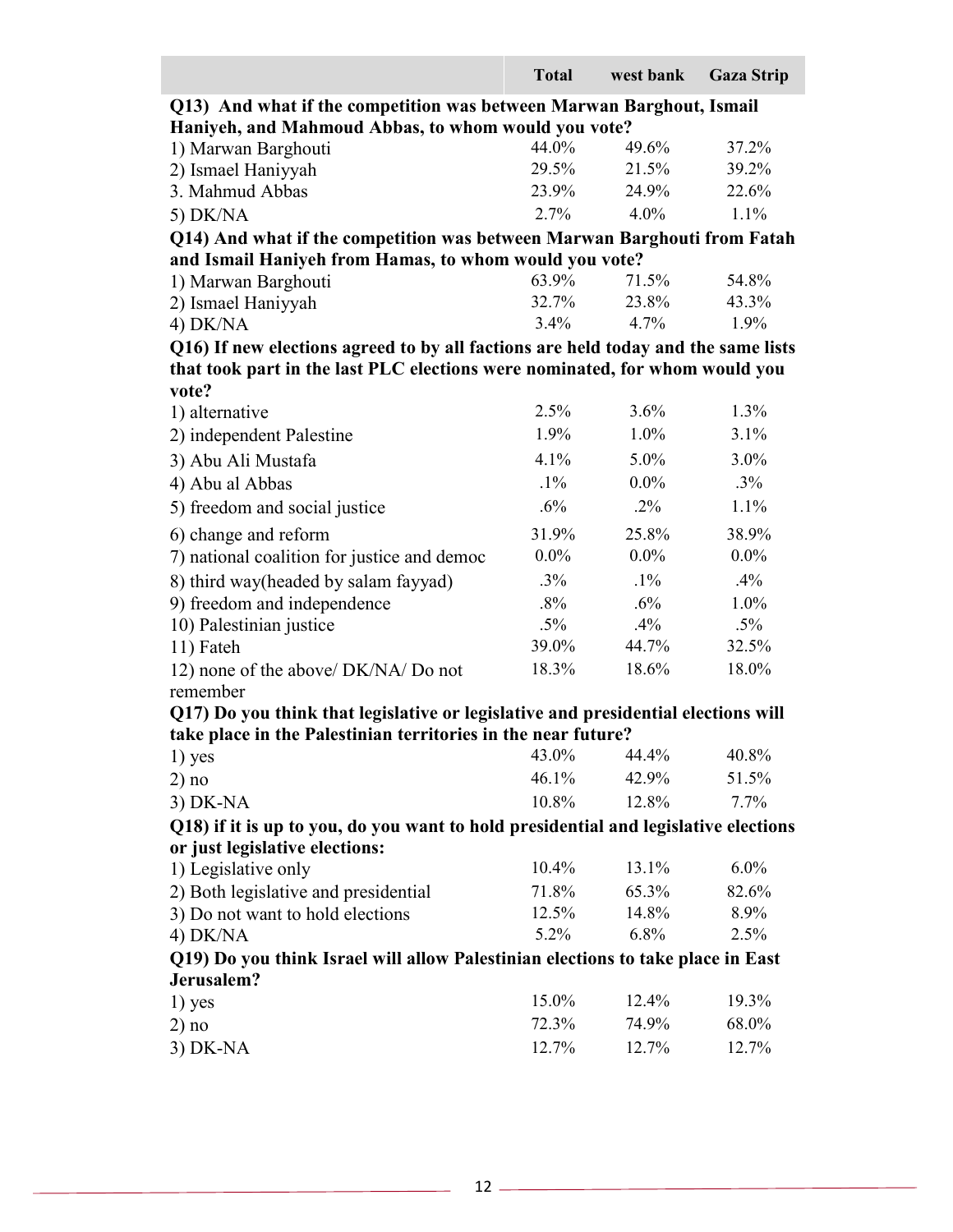| | Total | west bank | Gaza Strip |
|---|---|---|---|
| **Q13) And what if the competition was between Marwan Barghout, Ismail Haniyeh, and Mahmoud Abbas, to whom would you vote?** | | | |
| 1) Marwan Barghouti | 44.0% | 49.6% | 37.2% |
| 2) Ismael Haniyyah | 29.5% | 21.5% | 39.2% |
| 3. Mahmud Abbas | 23.9% | 24.9% | 22.6% |
| 5) DK/NA | 2.7% | 4.0% | 1.1% |
| **Q14) And what if the competition was between Marwan Barghouti from Fatah and Ismail Haniyeh from Hamas, to whom would you vote?** | | | |
| 1) Marwan Barghouti | 63.9% | 71.5% | 54.8% |
| 2) Ismael Haniyyah | 32.7% | 23.8% | 43.3% |
| 4) DK/NA | 3.4% | 4.7% | 1.9% |
| **Q16) If new elections agreed to by all factions are held today and the same lists that took part in the last PLC elections were nominated, for whom would you vote?** | | | |
| 1) alternative | 2.5% | 3.6% | 1.3% |
| 2) independent Palestine | 1.9% | 1.0% | 3.1% |
| 3) Abu Ali Mustafa | 4.1% | 5.0% | 3.0% |
| 4) Abu al Abbas | .1% | 0.0% | .3% |
| 5) freedom and social justice | .6% | .2% | 1.1% |
| 6) change and reform | 31.9% | 25.8% | 38.9% |
| 7) national coalition for justice and democ | 0.0% | 0.0% | 0.0% |
| 8) third way(headed by salam fayyad) | .3% | .1% | .4% |
| 9) freedom and independence | .8% | .6% | 1.0% |
| 10) Palestinian justice | .5% | .4% | .5% |
| 11) Fateh | 39.0% | 44.7% | 32.5% |
| 12) none of the above/ DK/NA/ Do not remember | 18.3% | 18.6% | 18.0% |
| **Q17) Do you think that legislative or legislative and presidential elections will take place in the Palestinian territories in the near future?** | | | |
| 1) yes | 43.0% | 44.4% | 40.8% |
| 2) no | 46.1% | 42.9% | 51.5% |
| 3) DK-NA | 10.8% | 12.8% | 7.7% |
| **Q18) if it is up to you, do you want to hold presidential and legislative elections or just legislative elections:** | | | |
| 1) Legislative only | 10.4% | 13.1% | 6.0% |
| 2) Both legislative and presidential | 71.8% | 65.3% | 82.6% |
| 3) Do not want to hold elections | 12.5% | 14.8% | 8.9% |
| 4) DK/NA | 5.2% | 6.8% | 2.5% |
| **Q19) Do you think Israel will allow Palestinian elections to take place in East Jerusalem?** | | | |
| 1) yes | 15.0% | 12.4% | 19.3% |
| 2) no | 72.3% | 74.9% | 68.0% |
| 3) DK-NA | 12.7% | 12.7% | 12.7% |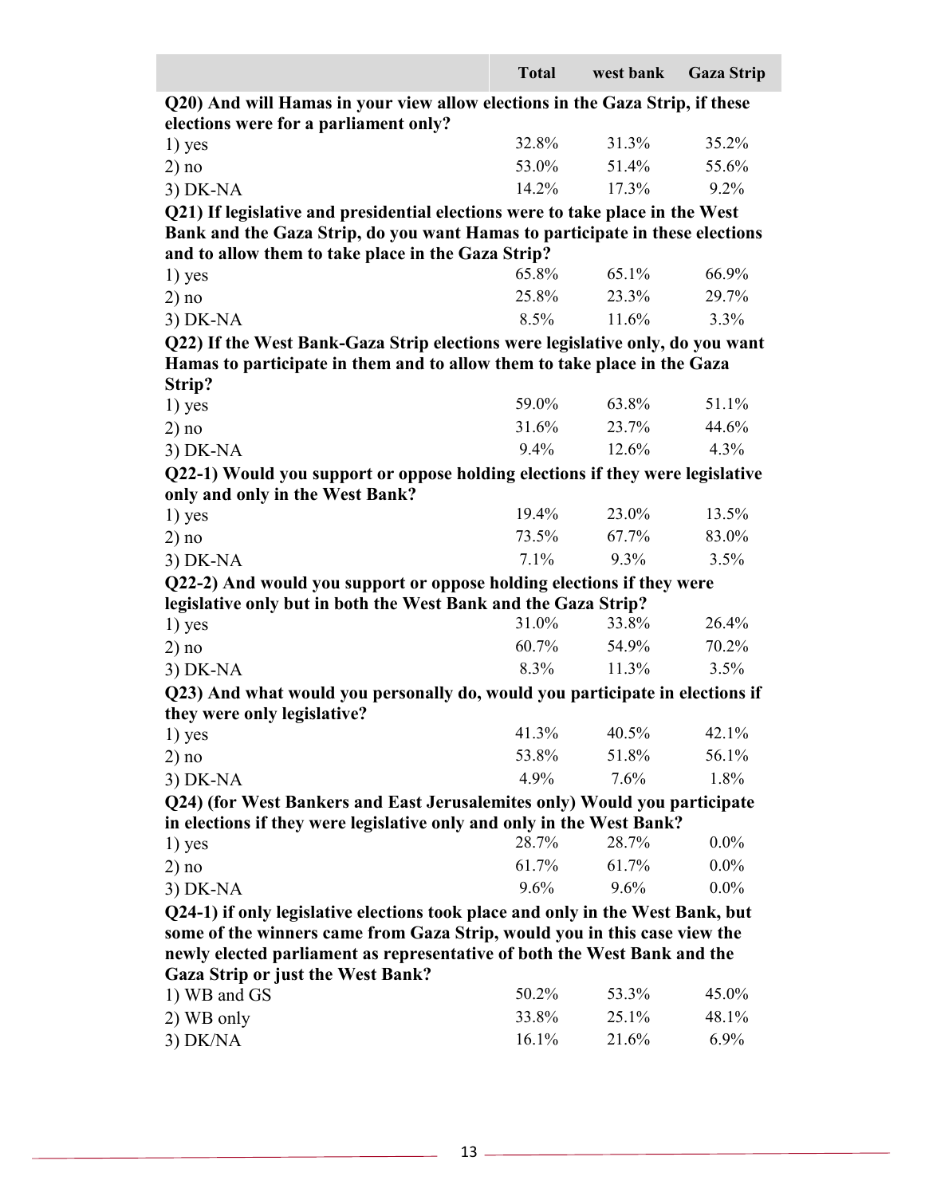| | Total | west bank | Gaza Strip |
|---|---|---|---|
| **Q20) And will Hamas in your view allow elections in the Gaza Strip, if these elections were for a parliament only?** | | | |
| 1) yes | 32.8% | 31.3% | 35.2% |
| 2) no | 53.0% | 51.4% | 55.6% |
| 3) DK-NA | 14.2% | 17.3% | 9.2% |
| **Q21) If legislative and presidential elections were to take place in the West Bank and the Gaza Strip, do you want Hamas to participate in these elections and to allow them to take place in the Gaza Strip?** | | | |
| 1) yes | 65.8% | 65.1% | 66.9% |
| 2) no | 25.8% | 23.3% | 29.7% |
| 3) DK-NA | 8.5% | 11.6% | 3.3% |
| **Q22) If the West Bank-Gaza Strip elections were legislative only, do you want Hamas to participate in them and to allow them to take place in the Gaza Strip?** | | | |
| 1) yes | 59.0% | 63.8% | 51.1% |
| 2) no | 31.6% | 23.7% | 44.6% |
| 3) DK-NA | 9.4% | 12.6% | 4.3% |
| **Q22-1) Would you support or oppose holding elections if they were legislative only and only in the West Bank?** | | | |
| 1) yes | 19.4% | 23.0% | 13.5% |
| 2) no | 73.5% | 67.7% | 83.0% |
| 3) DK-NA | 7.1% | 9.3% | 3.5% |
| **Q22-2) And would you support or oppose holding elections if they were legislative only but in both the West Bank and the Gaza Strip?** | | | |
| 1) yes | 31.0% | 33.8% | 26.4% |
| 2) no | 60.7% | 54.9% | 70.2% |
| 3) DK-NA | 8.3% | 11.3% | 3.5% |
| **Q23) And what would you personally do, would you participate in elections if they were only legislative?** | | | |
| 1) yes | 41.3% | 40.5% | 42.1% |
| 2) no | 53.8% | 51.8% | 56.1% |
| 3) DK-NA | 4.9% | 7.6% | 1.8% |
| **Q24) (for West Bankers and East Jerusalemites only) Would you participate in elections if they were legislative only and only in the West Bank?** | | | |
| 1) yes | 28.7% | 28.7% | 0.0% |
| 2) no | 61.7% | 61.7% | 0.0% |
| 3) DK-NA | 9.6% | 9.6% | 0.0% |
| **Q24-1) if only legislative elections took place and only in the West Bank, but some of the winners came from Gaza Strip, would you in this case view the newly elected parliament as representative of both the West Bank and the Gaza Strip or just the West Bank?** | | | |
| 1) WB and GS | 50.2% | 53.3% | 45.0% |
| 2) WB only | 33.8% | 25.1% | 48.1% |
| 3) DK/NA | 16.1% | 21.6% | 6.9% |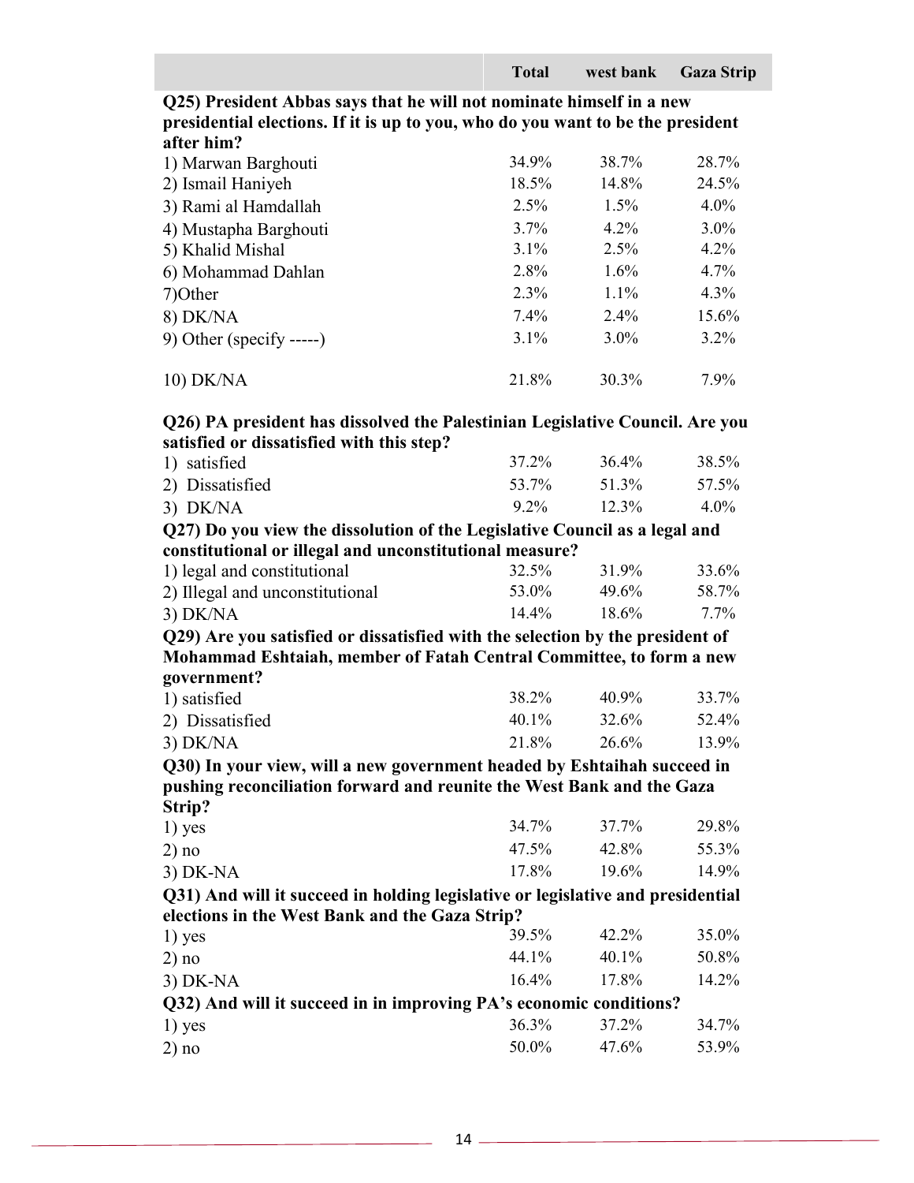| | Total | west bank | Gaza Strip |
|---|---|---|---|
| **Q25) President Abbas says that he will not nominate himself in a new presidential elections. If it is up to you, who do you want to be the president after him?** | | | |
| 1) Marwan Barghouti | 34.9% | 38.7% | 28.7% |
| 2) Ismail Haniyeh | 18.5% | 14.8% | 24.5% |
| 3) Rami al Hamdallah | 2.5% | 1.5% | 4.0% |
| 4) Mustapha Barghouti | 3.7% | 4.2% | 3.0% |
| 5) Khalid Mishal | 3.1% | 2.5% | 4.2% |
| 6) Mohammad Dahlan | 2.8% | 1.6% | 4.7% |
| 7)Other | 2.3% | 1.1% | 4.3% |
| 8) DK/NA | 7.4% | 2.4% | 15.6% |
| 9) Other (specify -----) | 3.1% | 3.0% | 3.2% |
| 10) DK/NA | 21.8% | 30.3% | 7.9% |
| **Q26) PA president has dissolved the Palestinian Legislative Council. Are you satisfied or dissatisfied with this step?** | | | |
| 1) satisfied | 37.2% | 36.4% | 38.5% |
| 2) Dissatisfied | 53.7% | 51.3% | 57.5% |
| 3) DK/NA | 9.2% | 12.3% | 4.0% |
| **Q27) Do you view the dissolution of the Legislative Council as a legal and constitutional or illegal and unconstitutional measure?** | | | |
| 1) legal and constitutional | 32.5% | 31.9% | 33.6% |
| 2) Illegal and unconstitutional | 53.0% | 49.6% | 58.7% |
| 3) DK/NA | 14.4% | 18.6% | 7.7% |
| **Q29) Are you satisfied or dissatisfied with the selection by the president of Mohammad Eshtaiah, member of Fatah Central Committee, to form a new government?** | | | |
| 1) satisfied | 38.2% | 40.9% | 33.7% |
| 2) Dissatisfied | 40.1% | 32.6% | 52.4% |
| 3) DK/NA | 21.8% | 26.6% | 13.9% |
| **Q30) In your view, will a new government headed by Eshtaihah succeed in pushing reconciliation forward and reunite the West Bank and the Gaza Strip?** | | | |
| 1) yes | 34.7% | 37.7% | 29.8% |
| 2) no | 47.5% | 42.8% | 55.3% |
| 3) DK-NA | 17.8% | 19.6% | 14.9% |
| **Q31) And will it succeed in holding legislative or legislative and presidential elections in the West Bank and the Gaza Strip?** | | | |
| 1) yes | 39.5% | 42.2% | 35.0% |
| 2) no | 44.1% | 40.1% | 50.8% |
| 3) DK-NA | 16.4% | 17.8% | 14.2% |
| **Q32) And will it succeed in in improving PA's economic conditions?** | | | |
| 1) yes | 36.3% | 37.2% | 34.7% |
| 2) no | 50.0% | 47.6% | 53.9% |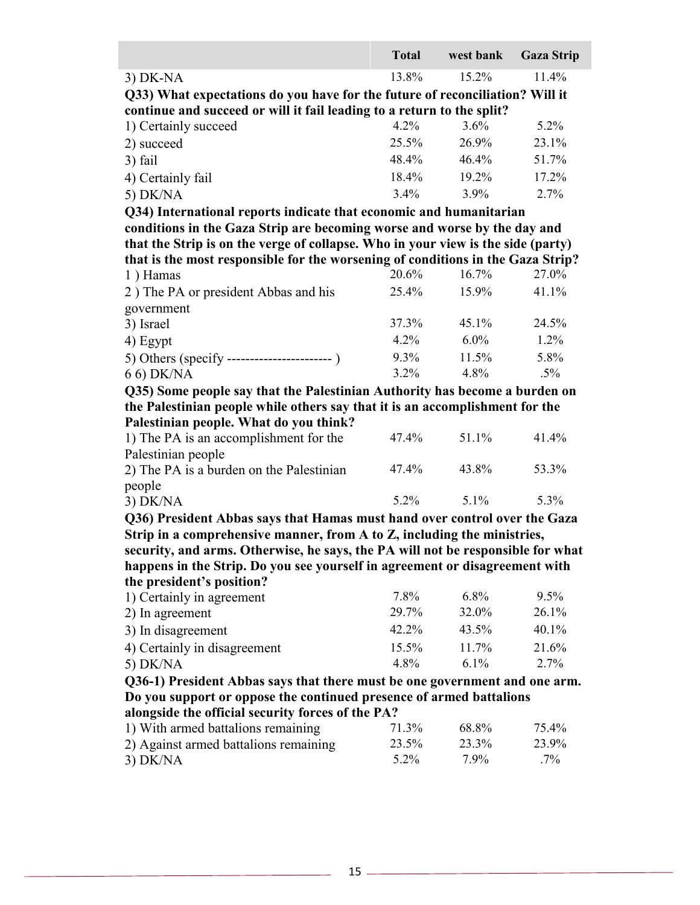| | Total | west bank | Gaza Strip |
|---|---|---|---|
| 3) DK-NA | 13.8% | 15.2% | 11.4% |
| **Q33) What expectations do you have for the future of reconciliation? Will it continue and succeed or will it fail leading to a return to the split?** | | | |
| 1) Certainly succeed | 4.2% | 3.6% | 5.2% |
| 2) succeed | 25.5% | 26.9% | 23.1% |
| 3) fail | 48.4% | 46.4% | 51.7% |
| 4) Certainly fail | 18.4% | 19.2% | 17.2% |
| 5) DK/NA | 3.4% | 3.9% | 2.7% |
| **Q34) International reports indicate that economic and humanitarian conditions in the Gaza Strip are becoming worse and worse by the day and that the Strip is on the verge of collapse. Who in your view is the side (party) that is the most responsible for the worsening of conditions in the Gaza Strip?** | | | |
| 1 ) Hamas | 20.6% | 16.7% | 27.0% |
| 2 ) The PA or president Abbas and his government | 25.4% | 15.9% | 41.1% |
| 3) Israel | 37.3% | 45.1% | 24.5% |
| 4) Egypt | 4.2% | 6.0% | 1.2% |
| 5) Others (specify ---------------------- ) | 9.3% | 11.5% | 5.8% |
| 6 6) DK/NA | 3.2% | 4.8% | .5% |
| **Q35) Some people say that the Palestinian Authority has become a burden on the Palestinian people while others say that it is an accomplishment for the Palestinian people. What do you think?** | | | |
| 1) The PA is an accomplishment for the Palestinian people | 47.4% | 51.1% | 41.4% |
| 2) The PA is a burden on the Palestinian people | 47.4% | 43.8% | 53.3% |
| 3) DK/NA | 5.2% | 5.1% | 5.3% |
| **Q36) President Abbas says that Hamas must hand over control over the Gaza Strip in a comprehensive manner, from A to Z, including the ministries, security, and arms. Otherwise, he says, the PA will not be responsible for what happens in the Strip. Do you see yourself in agreement or disagreement with the president's position?** | | | |
| 1) Certainly in agreement | 7.8% | 6.8% | 9.5% |
| 2) In agreement | 29.7% | 32.0% | 26.1% |
| 3) In disagreement | 42.2% | 43.5% | 40.1% |
| 4) Certainly in disagreement | 15.5% | 11.7% | 21.6% |
| 5) DK/NA | 4.8% | 6.1% | 2.7% |
| **Q36-1) President Abbas says that there must be one government and one arm. Do you support or oppose the continued presence of armed battalions alongside the official security forces of the PA?** | | | |
| 1) With armed battalions remaining | 71.3% | 68.8% | 75.4% |
| 2) Against armed battalions remaining | 23.5% | 23.3% | 23.9% |
| 3) DK/NA | 5.2% | 7.9% | .7% |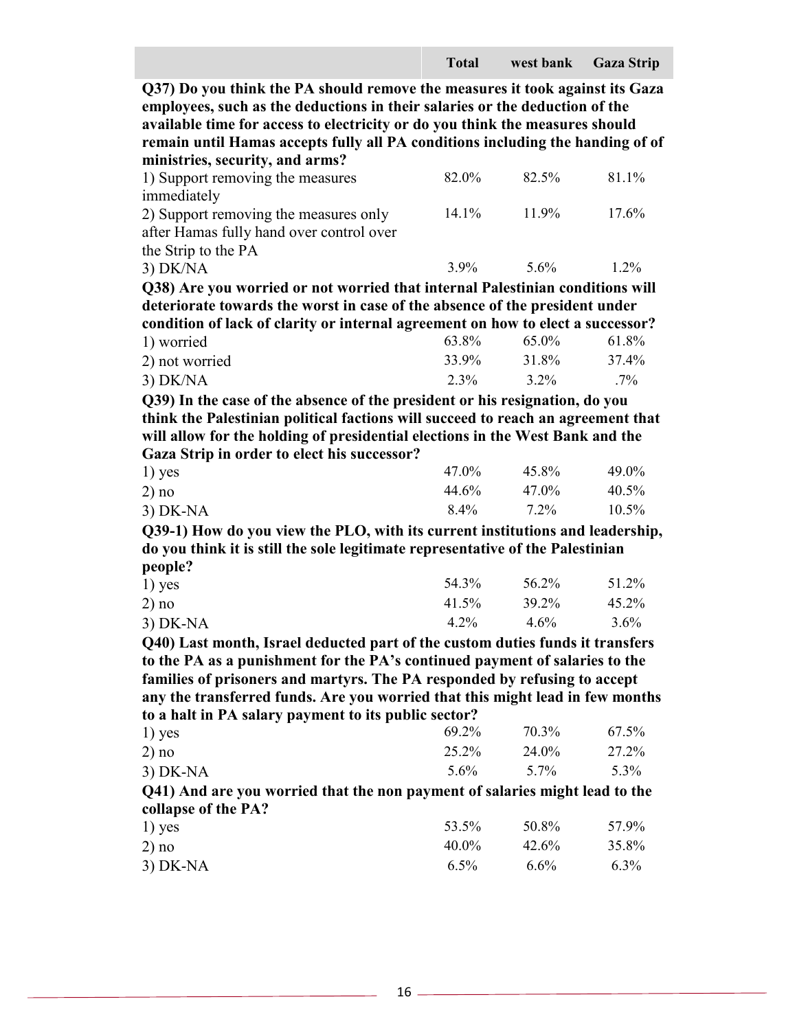| | Total | west bank | Gaza Strip |
|---|---|---|---|
| **Q37) Do you think the PA should remove the measures it took against its Gaza employees, such as the deductions in their salaries or the deduction of the available time for access to electricity or do you think the measures should remain until Hamas accepts fully all PA conditions including the handing of of ministries, security, and arms?** | | | |
| 1) Support removing the measures immediately | 82.0% | 82.5% | 81.1% |
| 2) Support removing the measures only after Hamas fully hand over control over the Strip to the PA | 14.1% | 11.9% | 17.6% |
| 3) DK/NA | 3.9% | 5.6% | 1.2% |
| **Q38) Are you worried or not worried that internal Palestinian conditions will deteriorate towards the worst in case of the absence of the president under condition of lack of clarity or internal agreement on how to elect a successor?** | | | |
| 1) worried | 63.8% | 65.0% | 61.8% |
| 2) not worried | 33.9% | 31.8% | 37.4% |
| 3) DK/NA | 2.3% | 3.2% | .7% |
| **Q39) In the case of the absence of the president or his resignation, do you think the Palestinian political factions will succeed to reach an agreement that will allow for the holding of presidential elections in the West Bank and the Gaza Strip in order to elect his successor?** | | | |
| 1) yes | 47.0% | 45.8% | 49.0% |
| 2) no | 44.6% | 47.0% | 40.5% |
| 3) DK-NA | 8.4% | 7.2% | 10.5% |
| **Q39-1) How do you view the PLO, with its current institutions and leadership, do you think it is still the sole legitimate representative of the Palestinian people?** | | | |
| 1) yes | 54.3% | 56.2% | 51.2% |
| 2) no | 41.5% | 39.2% | 45.2% |
| 3) DK-NA | 4.2% | 4.6% | 3.6% |
| **Q40) Last month, Israel deducted part of the custom duties funds it transfers to the PA as a punishment for the PA's continued payment of salaries to the families of prisoners and martyrs. The PA responded by refusing to accept any the transferred funds. Are you worried that this might lead in few months to a halt in PA salary payment to its public sector?** | | | |
| 1) yes | 69.2% | 70.3% | 67.5% |
| 2) no | 25.2% | 24.0% | 27.2% |
| 3) DK-NA | 5.6% | 5.7% | 5.3% |
| **Q41) And are you worried that the non payment of salaries might lead to the collapse of the PA?** | | | |
| 1) yes | 53.5% | 50.8% | 57.9% |
| 2) no | 40.0% | 42.6% | 35.8% |
| 3) DK-NA | 6.5% | 6.6% | 6.3% |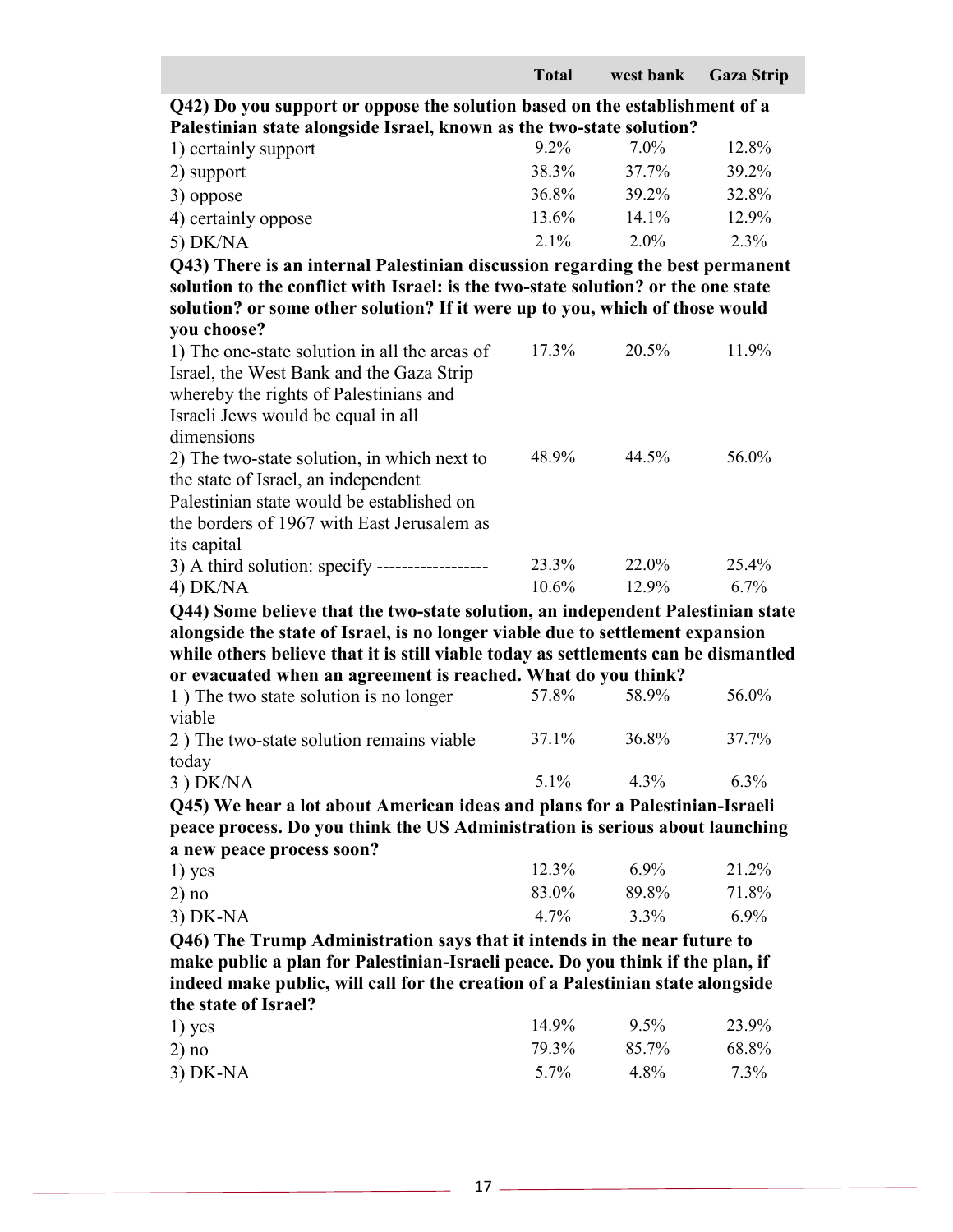| | Total | west bank | Gaza Strip |
|---|---|---|---|
| **Q42) Do you support or oppose the solution based on the establishment of a Palestinian state alongside Israel, known as the two-state solution?** | | | |
| 1) certainly support | 9.2% | 7.0% | 12.8% |
| 2) support | 38.3% | 37.7% | 39.2% |
| 3) oppose | 36.8% | 39.2% | 32.8% |
| 4) certainly oppose | 13.6% | 14.1% | 12.9% |
| 5) DK/NA | 2.1% | 2.0% | 2.3% |
| **Q43) There is an internal Palestinian discussion regarding the best permanent solution to the conflict with Israel: is the two-state solution? or the one state solution? or some other solution? If it were up to you, which of those would you choose?** | | | |
| 1) The one-state solution in all the areas of Israel, the West Bank and the Gaza Strip whereby the rights of Palestinians and Israeli Jews would be equal in all dimensions | 17.3% | 20.5% | 11.9% |
| 2) The two-state solution, in which next to the state of Israel, an independent Palestinian state would be established on the borders of 1967 with East Jerusalem as its capital | 48.9% | 44.5% | 56.0% |
| 3) A third solution: specify ------------------ | 23.3% | 22.0% | 25.4% |
| 4) DK/NA | 10.6% | 12.9% | 6.7% |
| **Q44) Some believe that the two-state solution, an independent Palestinian state alongside the state of Israel, is no longer viable due to settlement expansion while others believe that it is still viable today as settlements can be dismantled or evacuated when an agreement is reached. What do you think?** | | | |
| 1 ) The two state solution is no longer viable | 57.8% | 58.9% | 56.0% |
| 2 ) The two-state solution remains viable today | 37.1% | 36.8% | 37.7% |
| 3 ) DK/NA | 5.1% | 4.3% | 6.3% |
| **Q45) We hear a lot about American ideas and plans for a Palestinian-Israeli peace process. Do you think the US Administration is serious about launching a new peace process soon?** | | | |
| 1) yes | 12.3% | 6.9% | 21.2% |
| 2) no | 83.0% | 89.8% | 71.8% |
| 3) DK-NA | 4.7% | 3.3% | 6.9% |
| **Q46) The Trump Administration says that it intends in the near future to make public a plan for Palestinian-Israeli peace. Do you think if the plan, if indeed make public, will call for the creation of a Palestinian state alongside the state of Israel?** | | | |
| 1) yes | 14.9% | 9.5% | 23.9% |
| 2) no | 79.3% | 85.7% | 68.8% |
| 3) DK-NA | 5.7% | 4.8% | 7.3% |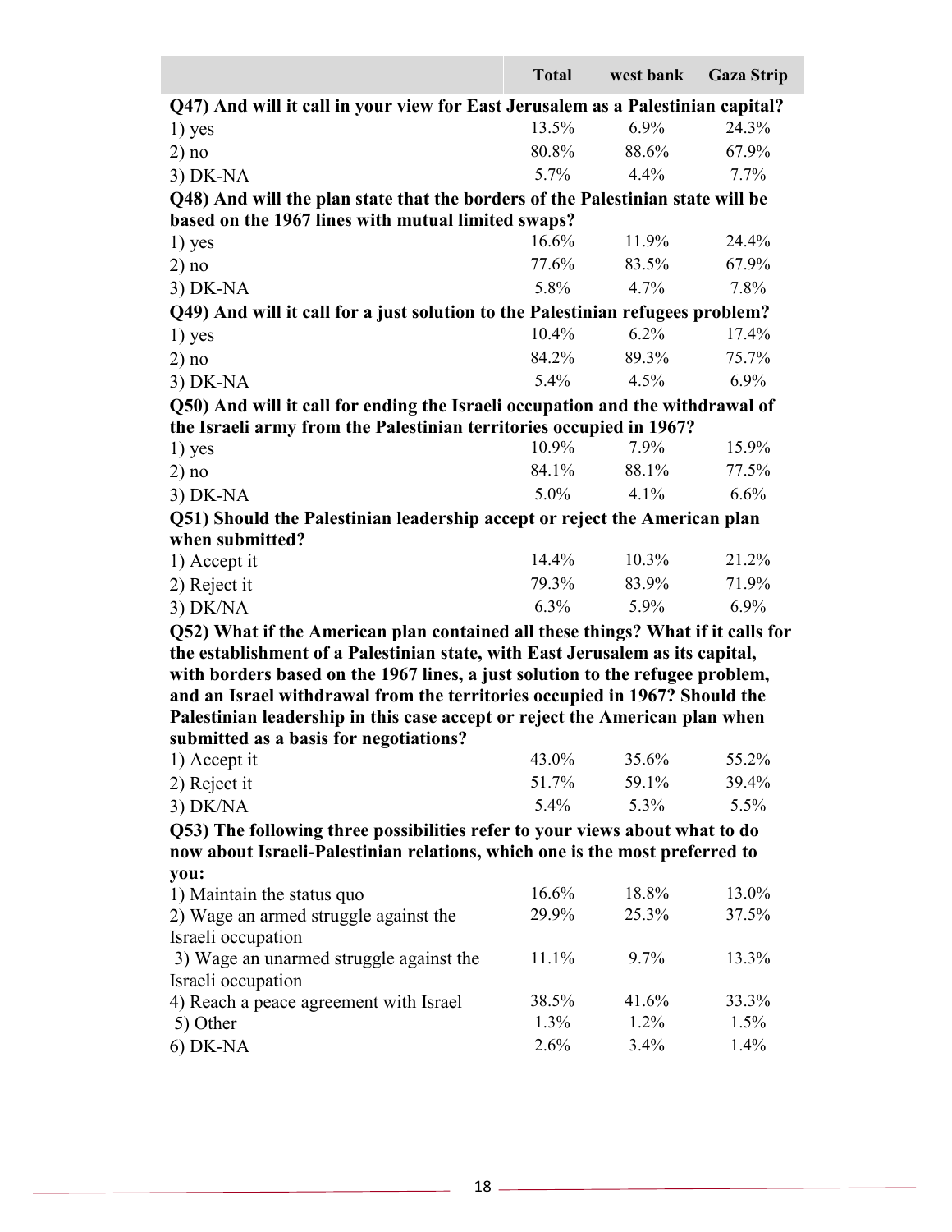| | Total | west bank | Gaza Strip |
|---|---|---|---|
| **Q47) And will it call in your view for East Jerusalem as a Palestinian capital?** | | | |
| 1) yes | 13.5% | 6.9% | 24.3% |
| 2) no | 80.8% | 88.6% | 67.9% |
| 3) DK-NA | 5.7% | 4.4% | 7.7% |
| **Q48) And will the plan state that the borders of the Palestinian state will be based on the 1967 lines with mutual limited swaps?** | | | |
| 1) yes | 16.6% | 11.9% | 24.4% |
| 2) no | 77.6% | 83.5% | 67.9% |
| 3) DK-NA | 5.8% | 4.7% | 7.8% |
| **Q49) And will it call for a just solution to the Palestinian refugees problem?** | | | |
| 1) yes | 10.4% | 6.2% | 17.4% |
| 2) no | 84.2% | 89.3% | 75.7% |
| 3) DK-NA | 5.4% | 4.5% | 6.9% |
| **Q50) And will it call for ending the Israeli occupation and the withdrawal of the Israeli army from the Palestinian territories occupied in 1967?** | | | |
| 1) yes | 10.9% | 7.9% | 15.9% |
| 2) no | 84.1% | 88.1% | 77.5% |
| 3) DK-NA | 5.0% | 4.1% | 6.6% |
| **Q51) Should the Palestinian leadership accept or reject the American plan when submitted?** | | | |
| 1) Accept it | 14.4% | 10.3% | 21.2% |
| 2) Reject it | 79.3% | 83.9% | 71.9% |
| 3) DK/NA | 6.3% | 5.9% | 6.9% |
| **Q52) What if the American plan contained all these things? What if it calls for the establishment of a Palestinian state, with East Jerusalem as its capital, with borders based on the 1967 lines, a just solution to the refugee problem, and an Israel withdrawal from the territories occupied in 1967? Should the Palestinian leadership in this case accept or reject the American plan when submitted as a basis for negotiations?** | | | |
| 1) Accept it | 43.0% | 35.6% | 55.2% |
| 2) Reject it | 51.7% | 59.1% | 39.4% |
| 3) DK/NA | 5.4% | 5.3% | 5.5% |
| **Q53) The following three possibilities refer to your views about what to do now about Israeli-Palestinian relations, which one is the most preferred to you:** | | | |
| 1) Maintain the status quo | 16.6% | 18.8% | 13.0% |
| 2) Wage an armed struggle against the Israeli occupation | 29.9% | 25.3% | 37.5% |
| 3) Wage an unarmed struggle against the Israeli occupation | 11.1% | 9.7% | 13.3% |
| 4) Reach a peace agreement with Israel | 38.5% | 41.6% | 33.3% |
| 5) Other | 1.3% | 1.2% | 1.5% |
| 6) DK-NA | 2.6% | 3.4% | 1.4% |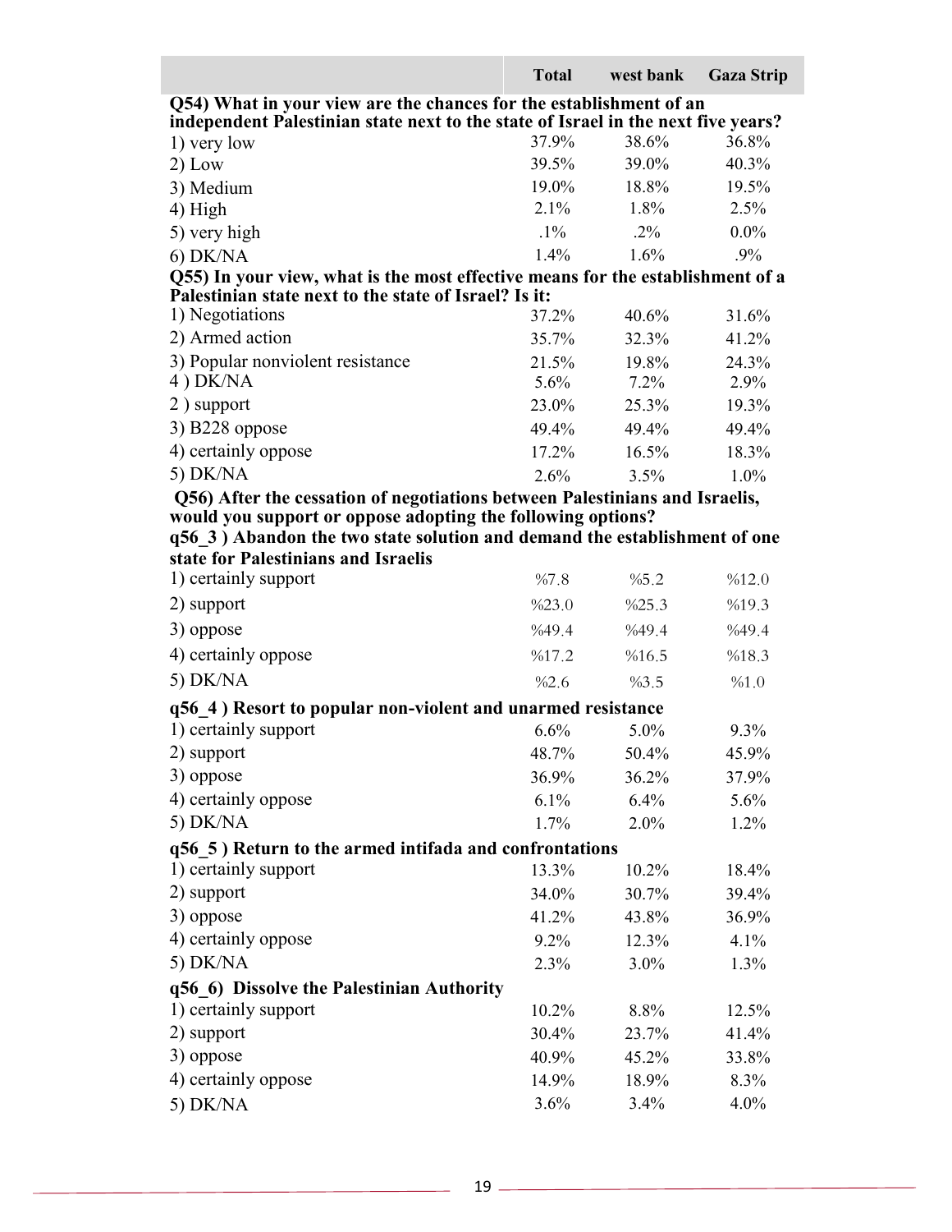| | Total | west bank | Gaza Strip |
|---|---|---|---|
| **Q54) What in your view are the chances for the establishment of an independent Palestinian state next to the state of Israel in the next five years?** | | | |
| 1) very low | 37.9% | 38.6% | 36.8% |
| 2) Low | 39.5% | 39.0% | 40.3% |
| 3) Medium | 19.0% | 18.8% | 19.5% |
| 4) High | 2.1% | 1.8% | 2.5% |
| 5) very high | .1% | .2% | 0.0% |
| 6) DK/NA | 1.4% | 1.6% | .9% |
| **Q55) In your view, what is the most effective means for the establishment of a Palestinian state next to the state of Israel? Is it:** | | | |
| 1) Negotiations | 37.2% | 40.6% | 31.6% |
| 2) Armed action | 35.7% | 32.3% | 41.2% |
| 3) Popular nonviolent resistance | 21.5% | 19.8% | 24.3% |
| 4 ) DK/NA | 5.6% | 7.2% | 2.9% |
| 2 ) support | 23.0% | 25.3% | 19.3% |
| 3) B228 oppose | 49.4% | 49.4% | 49.4% |
| 4) certainly oppose | 17.2% | 16.5% | 18.3% |
| 5) DK/NA | 2.6% | 3.5% | 1.0% |
| **Q56) After the cessation of negotiations between Palestinians and Israelis, would you support or oppose adopting the following options?** | | | |
| **q56_3 ) Abandon the two state solution and demand the establishment of one state for Palestinians and Israelis** | | | |
| 1) certainly support | %7.8 | %5.2 | %12.0 |
| 2) support | %23.0 | %25.3 | %19.3 |
| 3) oppose | %49.4 | %49.4 | %49.4 |
| 4) certainly oppose | %17.2 | %16.5 | %18.3 |
| 5) DK/NA | %2.6 | %3.5 | %1.0 |
| **q56_4 ) Resort to popular non-violent and unarmed resistance** | | | |
| 1) certainly support | 6.6% | 5.0% | 9.3% |
| 2) support | 48.7% | 50.4% | 45.9% |
| 3) oppose | 36.9% | 36.2% | 37.9% |
| 4) certainly oppose | 6.1% | 6.4% | 5.6% |
| 5) DK/NA | 1.7% | 2.0% | 1.2% |
| **q56_5 ) Return to the armed intifada and confrontations** | | | |
| 1) certainly support | 13.3% | 10.2% | 18.4% |
| 2) support | 34.0% | 30.7% | 39.4% |
| 3) oppose | 41.2% | 43.8% | 36.9% |
| 4) certainly oppose | 9.2% | 12.3% | 4.1% |
| 5) DK/NA | 2.3% | 3.0% | 1.3% |
| **q56_6) Dissolve the Palestinian Authority** | | | |
| 1) certainly support | 10.2% | 8.8% | 12.5% |
| 2) support | 30.4% | 23.7% | 41.4% |
| 3) oppose | 40.9% | 45.2% | 33.8% |
| 4) certainly oppose | 14.9% | 18.9% | 8.3% |
| 5) DK/NA | 3.6% | 3.4% | 4.0% |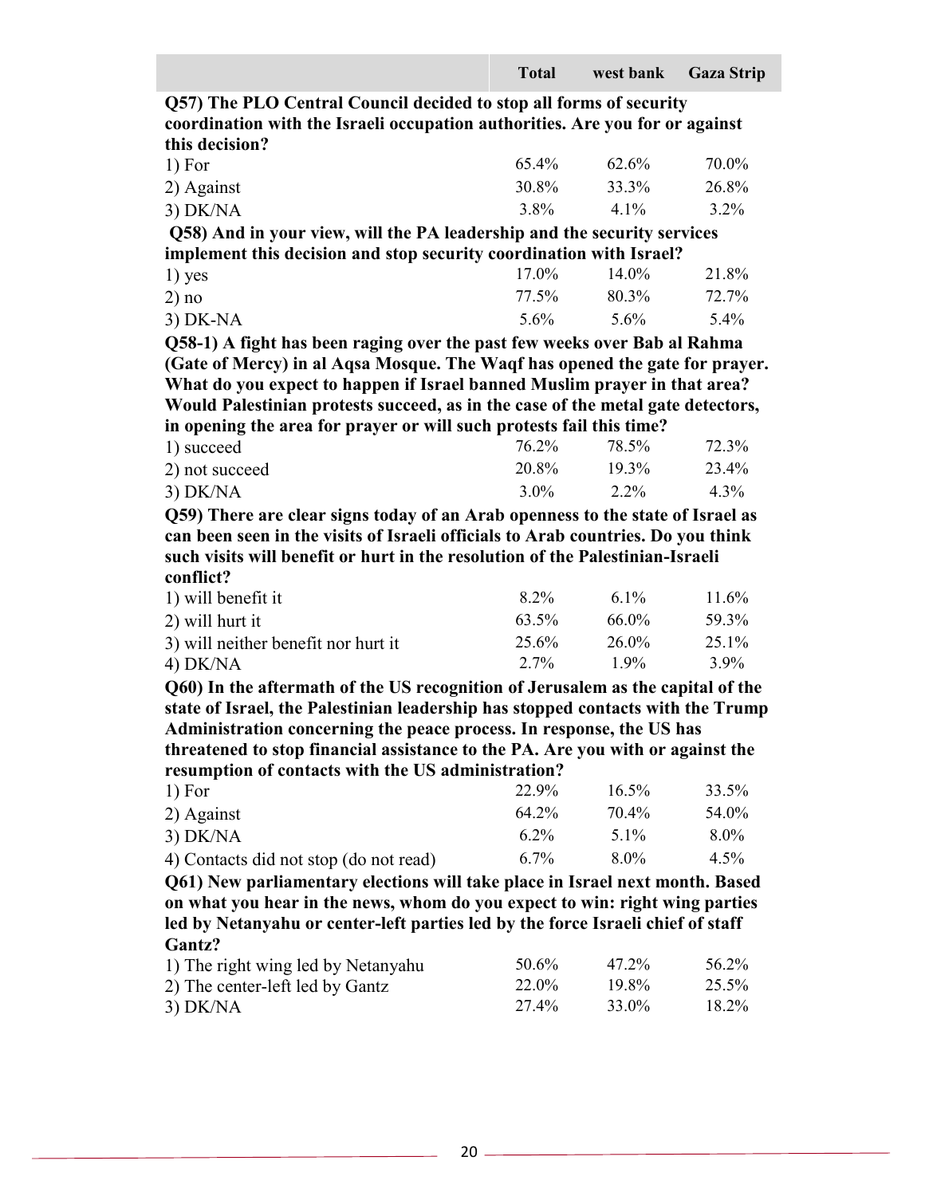| | Total | west bank | Gaza Strip |
|---|---|---|---|
| **Q57) The PLO Central Council decided to stop all forms of security coordination with the Israeli occupation authorities. Are you for or against this decision?** | | | |
| 1) For | 65.4% | 62.6% | 70.0% |
| 2) Against | 30.8% | 33.3% | 26.8% |
| 3) DK/NA | 3.8% | 4.1% | 3.2% |
| **Q58) And in your view, will the PA leadership and the security services implement this decision and stop security coordination with Israel?** | | | |
| 1) yes | 17.0% | 14.0% | 21.8% |
| 2) no | 77.5% | 80.3% | 72.7% |
| 3) DK-NA | 5.6% | 5.6% | 5.4% |
| **Q58-1) A fight has been raging over the past few weeks over Bab al Rahma (Gate of Mercy) in al Aqsa Mosque. The Waqf has opened the gate for prayer. What do you expect to happen if Israel banned Muslim prayer in that area? Would Palestinian protests succeed, as in the case of the metal gate detectors, in opening the area for prayer or will such protests fail this time?** | | | |
| 1) succeed | 76.2% | 78.5% | 72.3% |
| 2) not succeed | 20.8% | 19.3% | 23.4% |
| 3) DK/NA | 3.0% | 2.2% | 4.3% |
| **Q59) There are clear signs today of an Arab openness to the state of Israel as can been seen in the visits of Israeli officials to Arab countries. Do you think such visits will benefit or hurt in the resolution of the Palestinian-Israeli conflict?** | | | |
| 1) will benefit it | 8.2% | 6.1% | 11.6% |
| 2) will hurt it | 63.5% | 66.0% | 59.3% |
| 3) will neither benefit nor hurt it | 25.6% | 26.0% | 25.1% |
| 4) DK/NA | 2.7% | 1.9% | 3.9% |
| **Q60) In the aftermath of the US recognition of Jerusalem as the capital of the state of Israel, the Palestinian leadership has stopped contacts with the Trump Administration concerning the peace process. In response, the US has threatened to stop financial assistance to the PA. Are you with or against the resumption of contacts with the US administration?** | | | |
| 1) For | 22.9% | 16.5% | 33.5% |
| 2) Against | 64.2% | 70.4% | 54.0% |
| 3) DK/NA | 6.2% | 5.1% | 8.0% |
| 4) Contacts did not stop (do not read) | 6.7% | 8.0% | 4.5% |
| **Q61) New parliamentary elections will take place in Israel next month. Based on what you hear in the news, whom do you expect to win: right wing parties led by Netanyahu or center-left parties led by the force Israeli chief of staff Gantz?** | | | |
| 1) The right wing led by Netanyahu | 50.6% | 47.2% | 56.2% |
| 2) The center-left led by Gantz | 22.0% | 19.8% | 25.5% |
| 3) DK/NA | 27.4% | 33.0% | 18.2% |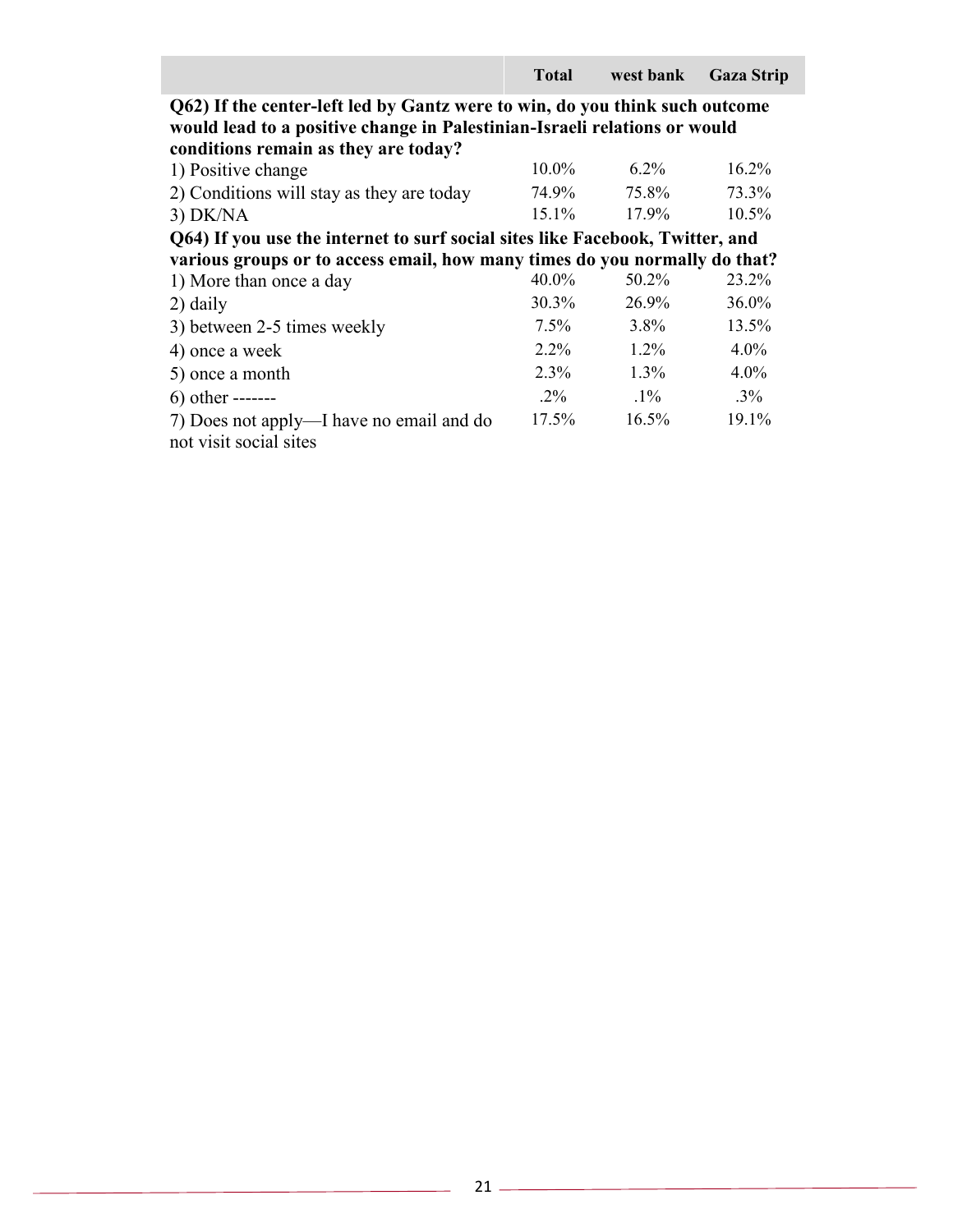| | Total | west bank | Gaza Strip |
|---|---|---|---|
| **Q62) If the center-left led by Gantz were to win, do you think such outcome would lead to a positive change in Palestinian-Israeli relations or would conditions remain as they are today?** | | | |
| 1) Positive change | 10.0% | 6.2% | 16.2% |
| 2) Conditions will stay as they are today | 74.9% | 75.8% | 73.3% |
| 3) DK/NA | 15.1% | 17.9% | 10.5% |
| **Q64) If you use the internet to surf social sites like Facebook, Twitter, and various groups or to access email, how many times do you normally do that?** | | | |
| 1) More than once a day | 40.0% | 50.2% | 23.2% |
| 2) daily | 30.3% | 26.9% | 36.0% |
| 3) between 2-5 times weekly | 7.5% | 3.8% | 13.5% |
| 4) once a week | 2.2% | 1.2% | 4.0% |
| 5) once a month | 2.3% | 1.3% | 4.0% |
| 6) other ------- | .2% | .1% | .3% |
| 7) Does not apply—I have no email and do not visit social sites | 17.5% | 16.5% | 19.1% |